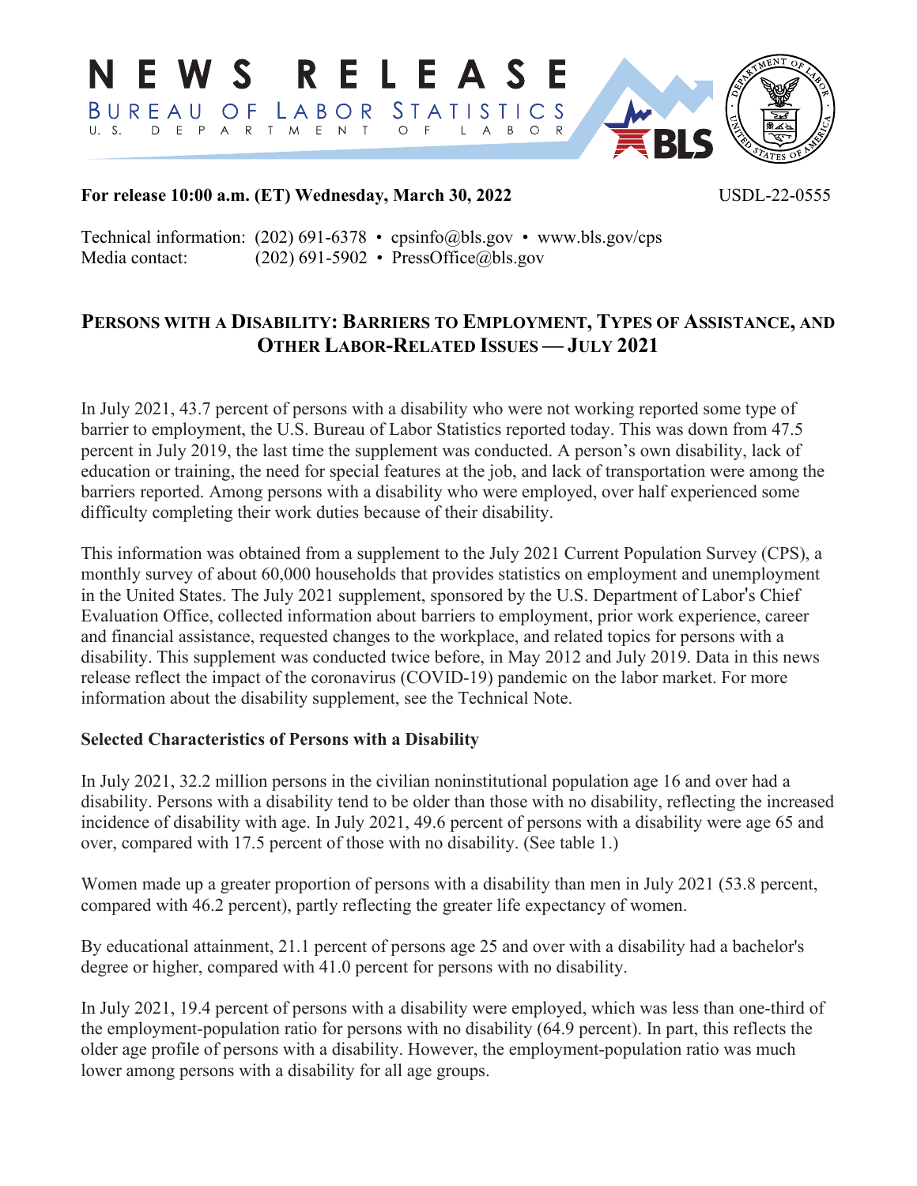# NEWS RELEASE

BUREAU OF LABOR STATISTICS
U. S. DEPARTMENT OF LABOR

**For release 10:00 a.m. (ET) Wednesday, March 30, 2022** USDL-22-0555

Technical information: (202) 691-6378 • cpsinfo@bls.gov • www.bls.gov/cps
Media contact: (202) 691-5902 • PressOffice@bls.gov

## PERSONS WITH A DISABILITY: BARRIERS TO EMPLOYMENT, TYPES OF ASSISTANCE, AND OTHER LABOR-RELATED ISSUES — JULY 2021

In July 2021, 43.7 percent of persons with a disability who were not working reported some type of barrier to employment, the U.S. Bureau of Labor Statistics reported today. This was down from 47.5 percent in July 2019, the last time the supplement was conducted. A person's own disability, lack of education or training, the need for special features at the job, and lack of transportation were among the barriers reported. Among persons with a disability who were employed, over half experienced some difficulty completing their work duties because of their disability.

This information was obtained from a supplement to the July 2021 Current Population Survey (CPS), a monthly survey of about 60,000 households that provides statistics on employment and unemployment in the United States. The July 2021 supplement, sponsored by the U.S. Department of Labor's Chief Evaluation Office, collected information about barriers to employment, prior work experience, career and financial assistance, requested changes to the workplace, and related topics for persons with a disability. This supplement was conducted twice before, in May 2012 and July 2019. Data in this news release reflect the impact of the coronavirus (COVID-19) pandemic on the labor market. For more information about the disability supplement, see the Technical Note.

**Selected Characteristics of Persons with a Disability**

In July 2021, 32.2 million persons in the civilian noninstitutional population age 16 and over had a disability. Persons with a disability tend to be older than those with no disability, reflecting the increased incidence of disability with age. In July 2021, 49.6 percent of persons with a disability were age 65 and over, compared with 17.5 percent of those with no disability. (See table 1.)

Women made up a greater proportion of persons with a disability than men in July 2021 (53.8 percent, compared with 46.2 percent), partly reflecting the greater life expectancy of women.

By educational attainment, 21.1 percent of persons age 25 and over with a disability had a bachelor's degree or higher, compared with 41.0 percent for persons with no disability.

In July 2021, 19.4 percent of persons with a disability were employed, which was less than one-third of the employment-population ratio for persons with no disability (64.9 percent). In part, this reflects the older age profile of persons with a disability. However, the employment-population ratio was much lower among persons with a disability for all age groups.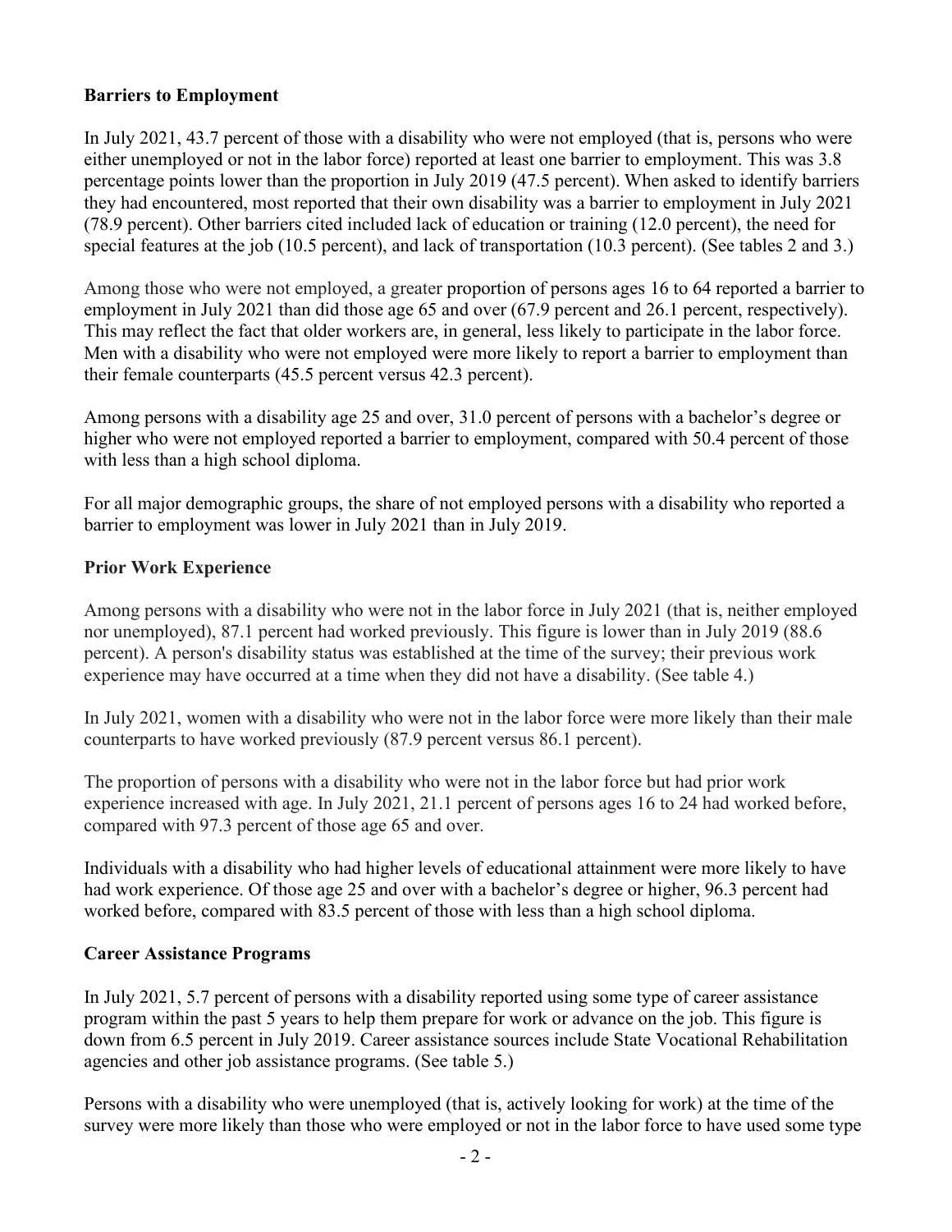## Barriers to Employment

In July 2021, 43.7 percent of those with a disability who were not employed (that is, persons who were either unemployed or not in the labor force) reported at least one barrier to employment. This was 3.8 percentage points lower than the proportion in July 2019 (47.5 percent). When asked to identify barriers they had encountered, most reported that their own disability was a barrier to employment in July 2021 (78.9 percent). Other barriers cited included lack of education or training (12.0 percent), the need for special features at the job (10.5 percent), and lack of transportation (10.3 percent). (See tables 2 and 3.)

Among those who were not employed, a greater proportion of persons ages 16 to 64 reported a barrier to employment in July 2021 than did those age 65 and over (67.9 percent and 26.1 percent, respectively). This may reflect the fact that older workers are, in general, less likely to participate in the labor force. Men with a disability who were not employed were more likely to report a barrier to employment than their female counterparts (45.5 percent versus 42.3 percent).

Among persons with a disability age 25 and over, 31.0 percent of persons with a bachelor's degree or higher who were not employed reported a barrier to employment, compared with 50.4 percent of those with less than a high school diploma.

For all major demographic groups, the share of not employed persons with a disability who reported a barrier to employment was lower in July 2021 than in July 2019.

## Prior Work Experience

Among persons with a disability who were not in the labor force in July 2021 (that is, neither employed nor unemployed), 87.1 percent had worked previously. This figure is lower than in July 2019 (88.6 percent). A person's disability status was established at the time of the survey; their previous work experience may have occurred at a time when they did not have a disability. (See table 4.)

In July 2021, women with a disability who were not in the labor force were more likely than their male counterparts to have worked previously (87.9 percent versus 86.1 percent).

The proportion of persons with a disability who were not in the labor force but had prior work experience increased with age. In July 2021, 21.1 percent of persons ages 16 to 24 had worked before, compared with 97.3 percent of those age 65 and over.

Individuals with a disability who had higher levels of educational attainment were more likely to have had work experience. Of those age 25 and over with a bachelor's degree or higher, 96.3 percent had worked before, compared with 83.5 percent of those with less than a high school diploma.

## Career Assistance Programs

In July 2021, 5.7 percent of persons with a disability reported using some type of career assistance program within the past 5 years to help them prepare for work or advance on the job. This figure is down from 6.5 percent in July 2019. Career assistance sources include State Vocational Rehabilitation agencies and other job assistance programs. (See table 5.)

Persons with a disability who were unemployed (that is, actively looking for work) at the time of the survey were more likely than those who were employed or not in the labor force to have used some type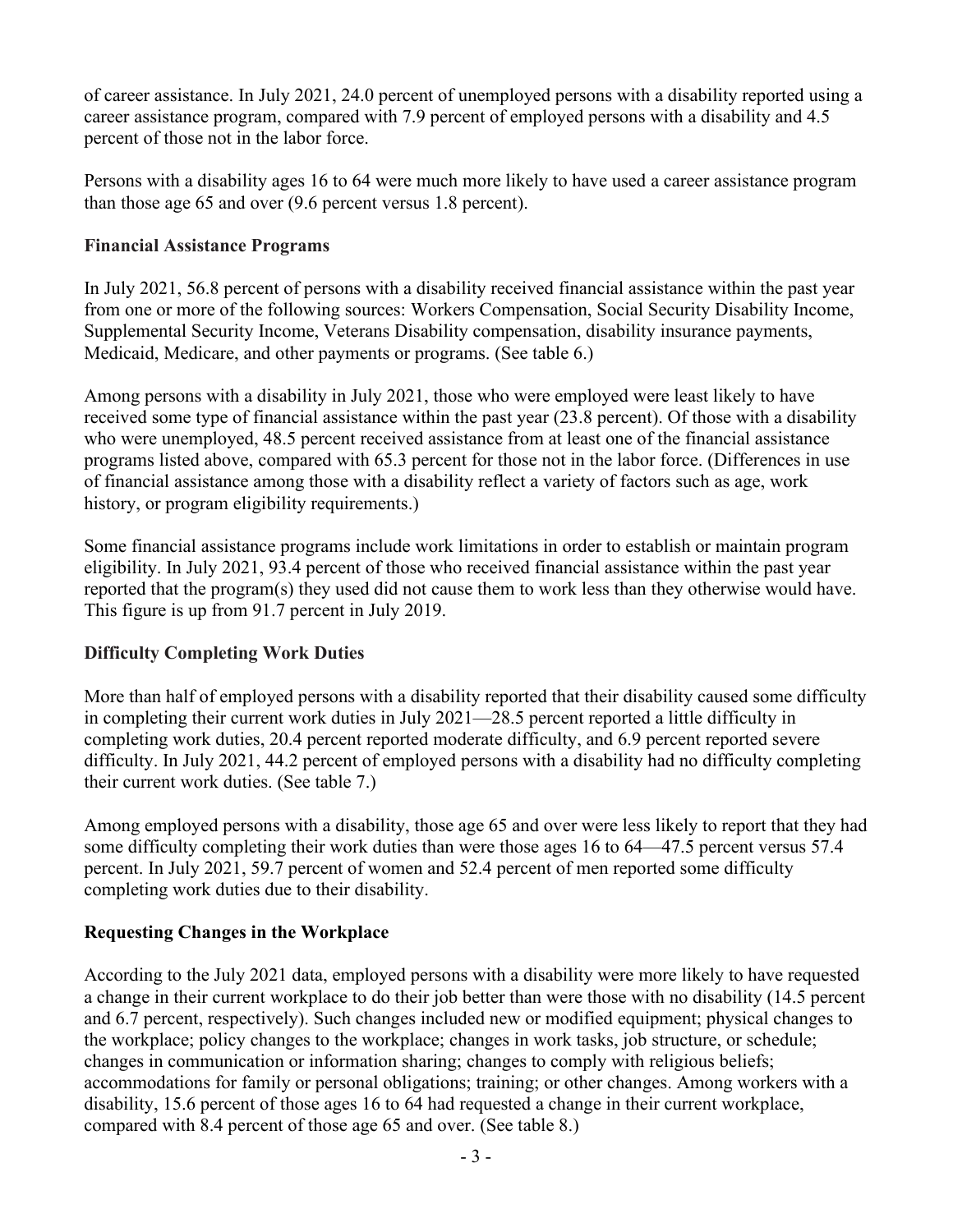of career assistance. In July 2021, 24.0 percent of unemployed persons with a disability reported using a career assistance program, compared with 7.9 percent of employed persons with a disability and 4.5 percent of those not in the labor force.

Persons with a disability ages 16 to 64 were much more likely to have used a career assistance program than those age 65 and over (9.6 percent versus 1.8 percent).

**Financial Assistance Programs**

In July 2021, 56.8 percent of persons with a disability received financial assistance within the past year from one or more of the following sources: Workers Compensation, Social Security Disability Income, Supplemental Security Income, Veterans Disability compensation, disability insurance payments, Medicaid, Medicare, and other payments or programs. (See table 6.)

Among persons with a disability in July 2021, those who were employed were least likely to have received some type of financial assistance within the past year (23.8 percent). Of those with a disability who were unemployed, 48.5 percent received assistance from at least one of the financial assistance programs listed above, compared with 65.3 percent for those not in the labor force. (Differences in use of financial assistance among those with a disability reflect a variety of factors such as age, work history, or program eligibility requirements.)

Some financial assistance programs include work limitations in order to establish or maintain program eligibility. In July 2021, 93.4 percent of those who received financial assistance within the past year reported that the program(s) they used did not cause them to work less than they otherwise would have. This figure is up from 91.7 percent in July 2019.

**Difficulty Completing Work Duties**

More than half of employed persons with a disability reported that their disability caused some difficulty in completing their current work duties in July 2021—28.5 percent reported a little difficulty in completing work duties, 20.4 percent reported moderate difficulty, and 6.9 percent reported severe difficulty. In July 2021, 44.2 percent of employed persons with a disability had no difficulty completing their current work duties. (See table 7.)

Among employed persons with a disability, those age 65 and over were less likely to report that they had some difficulty completing their work duties than were those ages 16 to 64—47.5 percent versus 57.4 percent. In July 2021, 59.7 percent of women and 52.4 percent of men reported some difficulty completing work duties due to their disability.

**Requesting Changes in the Workplace**

According to the July 2021 data, employed persons with a disability were more likely to have requested a change in their current workplace to do their job better than were those with no disability (14.5 percent and 6.7 percent, respectively). Such changes included new or modified equipment; physical changes to the workplace; policy changes to the workplace; changes in work tasks, job structure, or schedule; changes in communication or information sharing; changes to comply with religious beliefs; accommodations for family or personal obligations; training; or other changes. Among workers with a disability, 15.6 percent of those ages 16 to 64 had requested a change in their current workplace, compared with 8.4 percent of those age 65 and over. (See table 8.)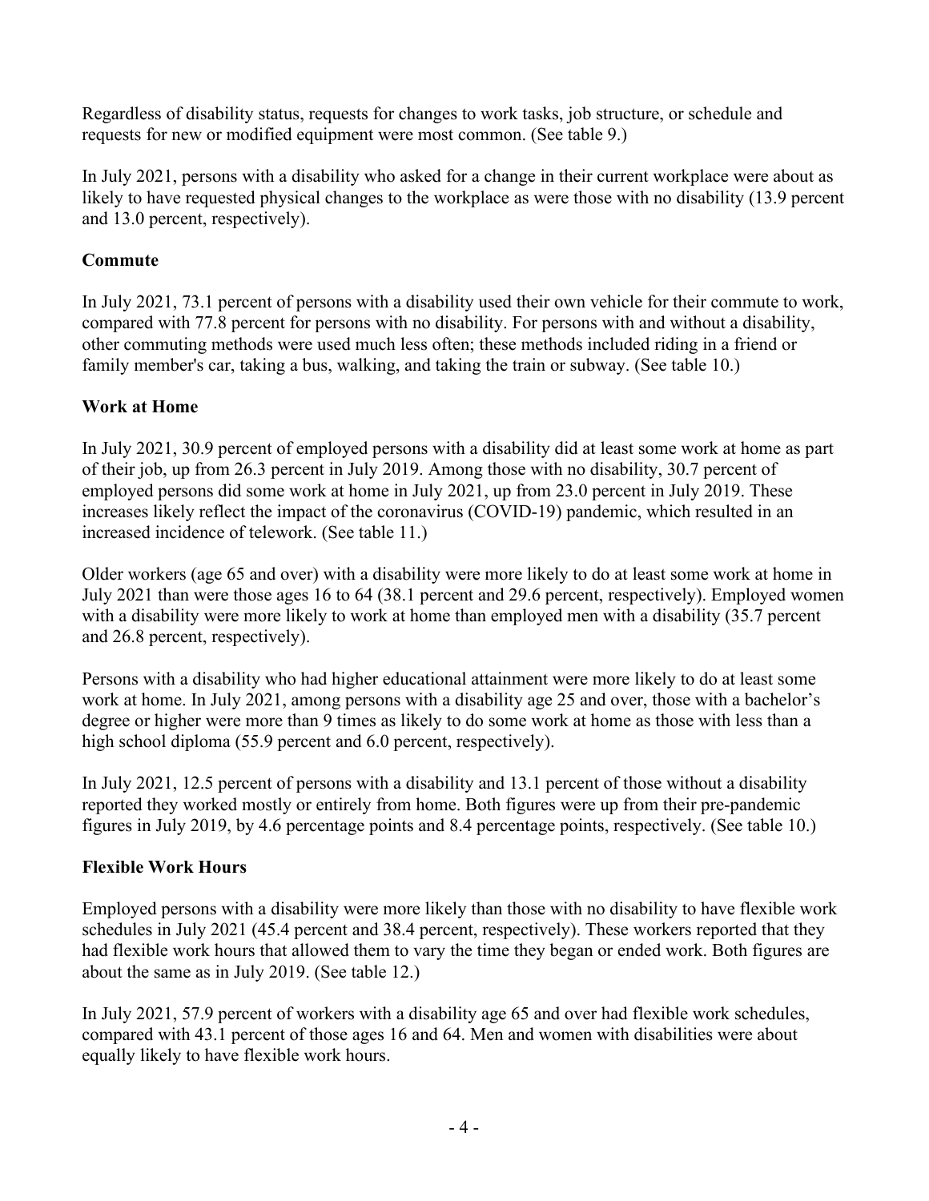Regardless of disability status, requests for changes to work tasks, job structure, or schedule and requests for new or modified equipment were most common. (See table 9.)

In July 2021, persons with a disability who asked for a change in their current workplace were about as likely to have requested physical changes to the workplace as were those with no disability (13.9 percent and 13.0 percent, respectively).

## Commute

In July 2021, 73.1 percent of persons with a disability used their own vehicle for their commute to work, compared with 77.8 percent for persons with no disability. For persons with and without a disability, other commuting methods were used much less often; these methods included riding in a friend or family member's car, taking a bus, walking, and taking the train or subway. (See table 10.)

## Work at Home

In July 2021, 30.9 percent of employed persons with a disability did at least some work at home as part of their job, up from 26.3 percent in July 2019. Among those with no disability, 30.7 percent of employed persons did some work at home in July 2021, up from 23.0 percent in July 2019. These increases likely reflect the impact of the coronavirus (COVID-19) pandemic, which resulted in an increased incidence of telework. (See table 11.)

Older workers (age 65 and over) with a disability were more likely to do at least some work at home in July 2021 than were those ages 16 to 64 (38.1 percent and 29.6 percent, respectively). Employed women with a disability were more likely to work at home than employed men with a disability (35.7 percent and 26.8 percent, respectively).

Persons with a disability who had higher educational attainment were more likely to do at least some work at home. In July 2021, among persons with a disability age 25 and over, those with a bachelor's degree or higher were more than 9 times as likely to do some work at home as those with less than a high school diploma (55.9 percent and 6.0 percent, respectively).

In July 2021, 12.5 percent of persons with a disability and 13.1 percent of those without a disability reported they worked mostly or entirely from home. Both figures were up from their pre-pandemic figures in July 2019, by 4.6 percentage points and 8.4 percentage points, respectively. (See table 10.)

## Flexible Work Hours

Employed persons with a disability were more likely than those with no disability to have flexible work schedules in July 2021 (45.4 percent and 38.4 percent, respectively). These workers reported that they had flexible work hours that allowed them to vary the time they began or ended work. Both figures are about the same as in July 2019. (See table 12.)

In July 2021, 57.9 percent of workers with a disability age 65 and over had flexible work schedules, compared with 43.1 percent of those ages 16 and 64. Men and women with disabilities were about equally likely to have flexible work hours.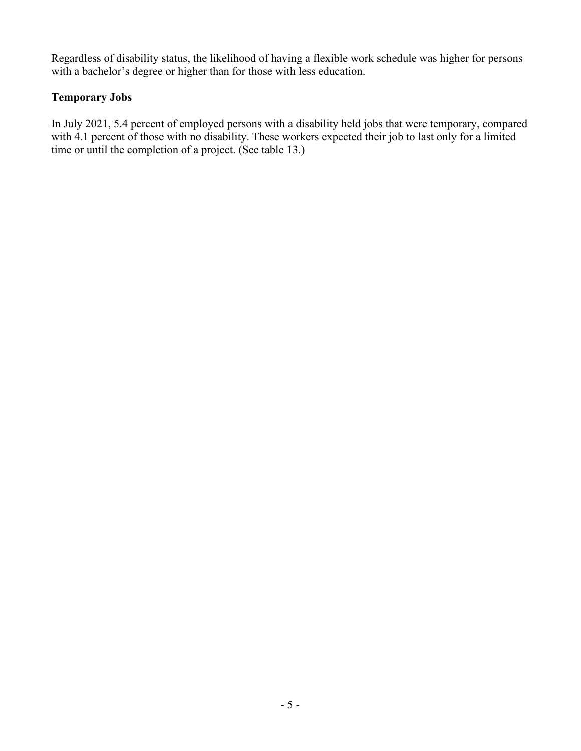Regardless of disability status, the likelihood of having a flexible work schedule was higher for persons with a bachelor's degree or higher than for those with less education.

### Temporary Jobs

In July 2021, 5.4 percent of employed persons with a disability held jobs that were temporary, compared with 4.1 percent of those with no disability. These workers expected their job to last only for a limited time or until the completion of a project. (See table 13.)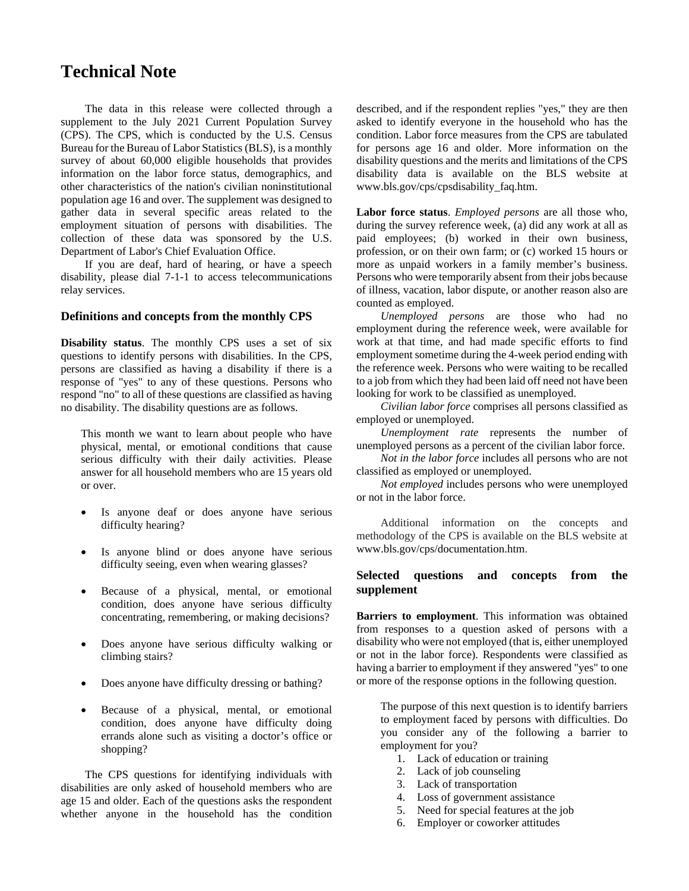# Technical Note

The data in this release were collected through a supplement to the July 2021 Current Population Survey (CPS). The CPS, which is conducted by the U.S. Census Bureau for the Bureau of Labor Statistics (BLS), is a monthly survey of about 60,000 eligible households that provides information on the labor force status, demographics, and other characteristics of the nation's civilian noninstitutional population age 16 and over. The supplement was designed to gather data in several specific areas related to the employment situation of persons with disabilities. The collection of these data was sponsored by the U.S. Department of Labor's Chief Evaluation Office.

If you are deaf, hard of hearing, or have a speech disability, please dial 7-1-1 to access telecommunications relay services.

## Definitions and concepts from the monthly CPS

**Disability status**. The monthly CPS uses a set of six questions to identify persons with disabilities. In the CPS, persons are classified as having a disability if there is a response of "yes" to any of these questions. Persons who respond "no" to all of these questions are classified as having no disability. The disability questions are as follows.

> This month we want to learn about people who have physical, mental, or emotional conditions that cause serious difficulty with their daily activities. Please answer for all household members who are 15 years old or over.
>
> - Is anyone deaf or does anyone have serious difficulty hearing?
> - Is anyone blind or does anyone have serious difficulty seeing, even when wearing glasses?
> - Because of a physical, mental, or emotional condition, does anyone have serious difficulty concentrating, remembering, or making decisions?
> - Does anyone have serious difficulty walking or climbing stairs?
> - Does anyone have difficulty dressing or bathing?
> - Because of a physical, mental, or emotional condition, does anyone have difficulty doing errands alone such as visiting a doctor's office or shopping?

The CPS questions for identifying individuals with disabilities are only asked of household members who are age 15 and older. Each of the questions asks the respondent whether anyone in the household has the condition described, and if the respondent replies "yes," they are then asked to identify everyone in the household who has the condition. Labor force measures from the CPS are tabulated for persons age 16 and older. More information on the disability questions and the merits and limitations of the CPS disability data is available on the BLS website at www.bls.gov/cps/cpsdisability_faq.htm.

**Labor force status**. *Employed persons* are all those who, during the survey reference week, (a) did any work at all as paid employees; (b) worked in their own business, profession, or on their own farm; or (c) worked 15 hours or more as unpaid workers in a family member's business. Persons who were temporarily absent from their jobs because of illness, vacation, labor dispute, or another reason also are counted as employed.

*Unemployed persons* are those who had no employment during the reference week, were available for work at that time, and had made specific efforts to find employment sometime during the 4-week period ending with the reference week. Persons who were waiting to be recalled to a job from which they had been laid off need not have been looking for work to be classified as unemployed.

*Civilian labor force* comprises all persons classified as employed or unemployed.

*Unemployment rate* represents the number of unemployed persons as a percent of the civilian labor force.

*Not in the labor force* includes all persons who are not classified as employed or unemployed.

*Not employed* includes persons who were unemployed or not in the labor force.

Additional information on the concepts and methodology of the CPS is available on the BLS website at www.bls.gov/cps/documentation.htm.

## Selected questions and concepts from the supplement

**Barriers to employment**. This information was obtained from responses to a question asked of persons with a disability who were not employed (that is, either unemployed or not in the labor force). Respondents were classified as having a barrier to employment if they answered "yes" to one or more of the response options in the following question.

> The purpose of this next question is to identify barriers to employment faced by persons with difficulties. Do you consider any of the following a barrier to employment for you?
>
> 1. Lack of education or training
> 2. Lack of job counseling
> 3. Lack of transportation
> 4. Loss of government assistance
> 5. Need for special features at the job
> 6. Employer or coworker attitudes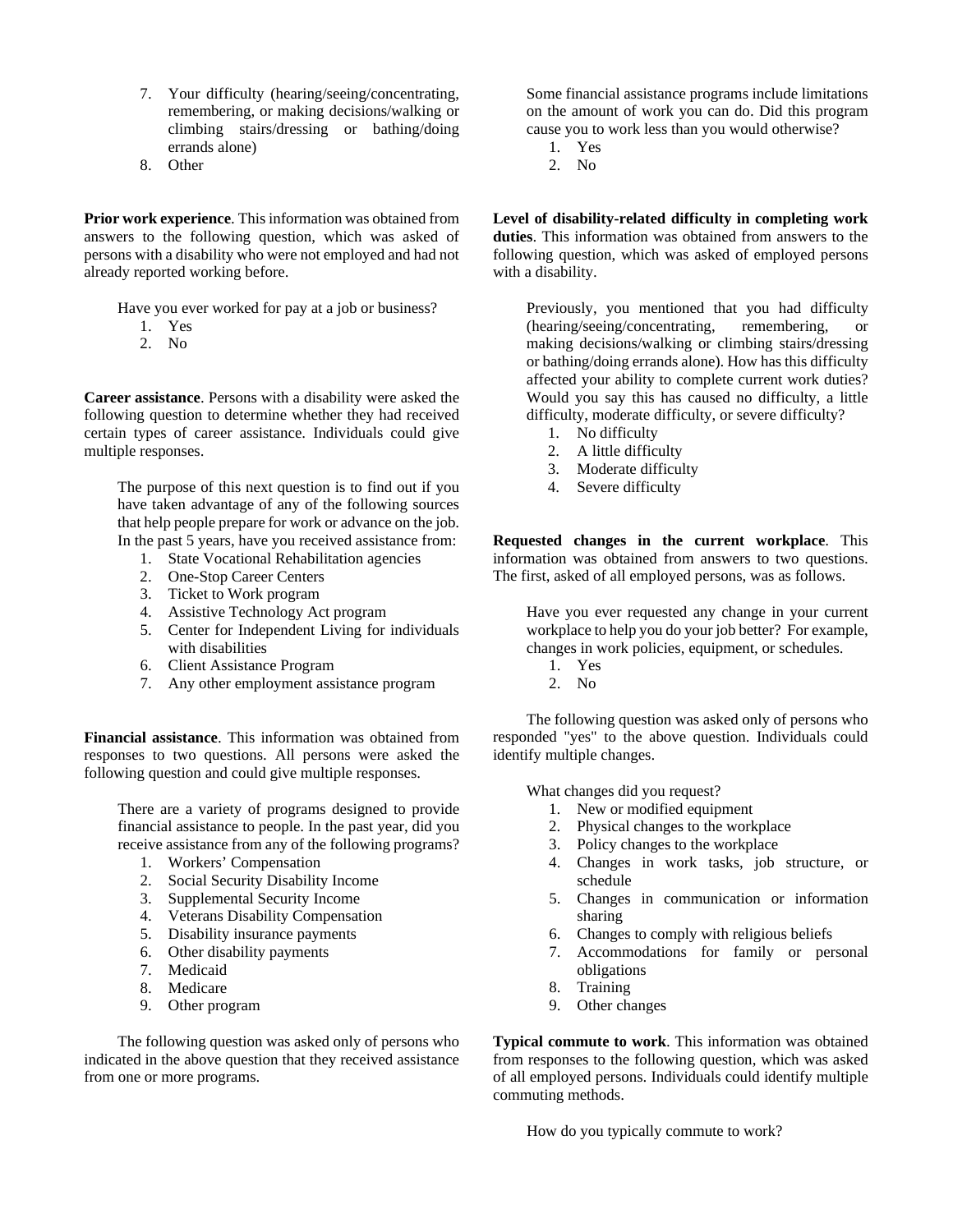7. Your difficulty (hearing/seeing/concentrating, remembering, or making decisions/walking or climbing stairs/dressing or bathing/doing errands alone)
8. Other

**Prior work experience**. This information was obtained from answers to the following question, which was asked of persons with a disability who were not employed and had not already reported working before.

> Have you ever worked for pay at a job or business?
> 1. Yes
> 2. No

**Career assistance**. Persons with a disability were asked the following question to determine whether they had received certain types of career assistance. Individuals could give multiple responses.

> The purpose of this next question is to find out if you have taken advantage of any of the following sources that help people prepare for work or advance on the job. In the past 5 years, have you received assistance from:
> 1. State Vocational Rehabilitation agencies
> 2. One-Stop Career Centers
> 3. Ticket to Work program
> 4. Assistive Technology Act program
> 5. Center for Independent Living for individuals with disabilities
> 6. Client Assistance Program
> 7. Any other employment assistance program

**Financial assistance**. This information was obtained from responses to two questions. All persons were asked the following question and could give multiple responses.

> There are a variety of programs designed to provide financial assistance to people. In the past year, did you receive assistance from any of the following programs?
> 1. Workers' Compensation
> 2. Social Security Disability Income
> 3. Supplemental Security Income
> 4. Veterans Disability Compensation
> 5. Disability insurance payments
> 6. Other disability payments
> 7. Medicaid
> 8. Medicare
> 9. Other program

The following question was asked only of persons who indicated in the above question that they received assistance from one or more programs.

> Some financial assistance programs include limitations on the amount of work you can do. Did this program cause you to work less than you would otherwise?
> 1. Yes
> 2. No

**Level of disability-related difficulty in completing work duties**. This information was obtained from answers to the following question, which was asked of employed persons with a disability.

> Previously, you mentioned that you had difficulty (hearing/seeing/concentrating, remembering, or making decisions/walking or climbing stairs/dressing or bathing/doing errands alone). How has this difficulty affected your ability to complete current work duties? Would you say this has caused no difficulty, a little difficulty, moderate difficulty, or severe difficulty?
> 1. No difficulty
> 2. A little difficulty
> 3. Moderate difficulty
> 4. Severe difficulty

**Requested changes in the current workplace**. This information was obtained from answers to two questions. The first, asked of all employed persons, was as follows.

> Have you ever requested any change in your current workplace to help you do your job better? For example, changes in work policies, equipment, or schedules.
> 1. Yes
> 2. No

The following question was asked only of persons who responded "yes" to the above question. Individuals could identify multiple changes.

> What changes did you request?
> 1. New or modified equipment
> 2. Physical changes to the workplace
> 3. Policy changes to the workplace
> 4. Changes in work tasks, job structure, or schedule
> 5. Changes in communication or information sharing
> 6. Changes to comply with religious beliefs
> 7. Accommodations for family or personal obligations
> 8. Training
> 9. Other changes

**Typical commute to work**. This information was obtained from responses to the following question, which was asked of all employed persons. Individuals could identify multiple commuting methods.

> How do you typically commute to work?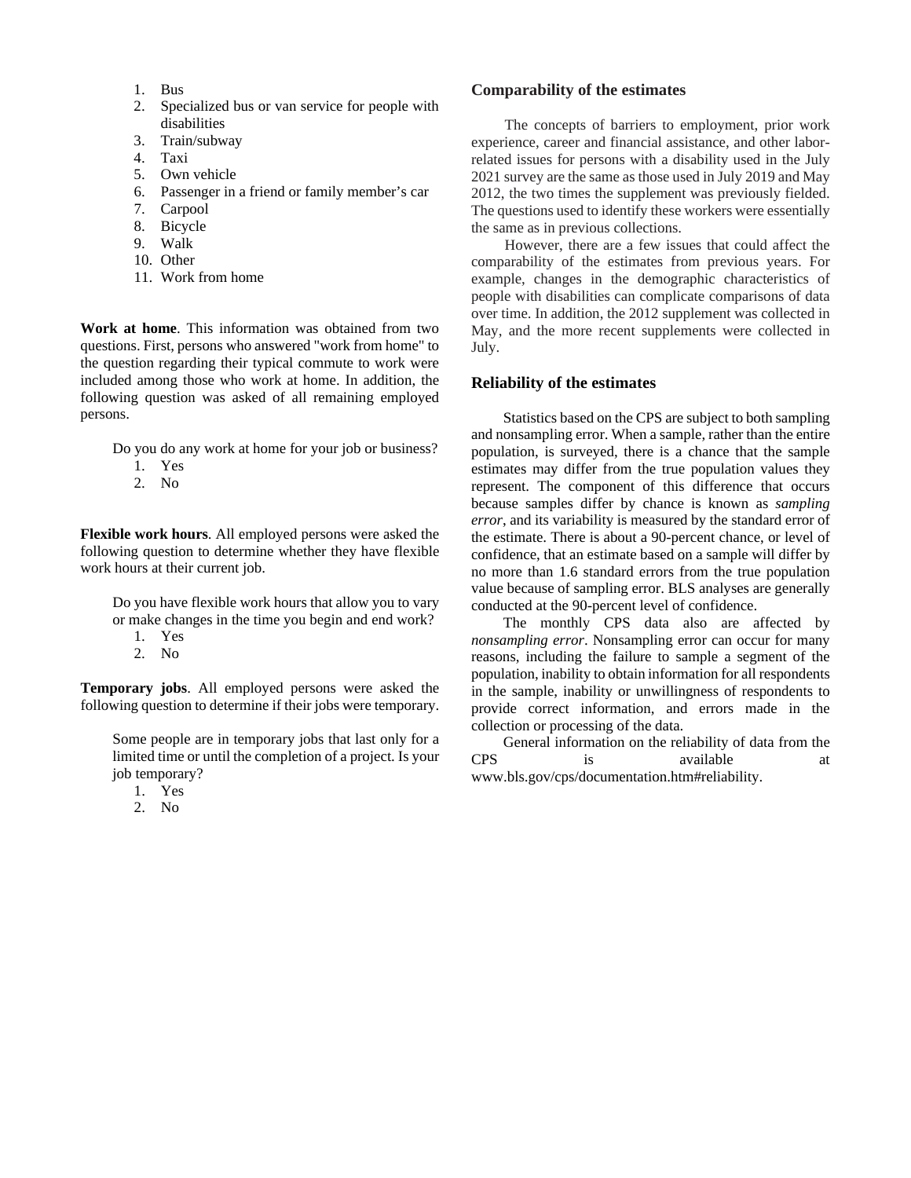1. Bus
2. Specialized bus or van service for people with disabilities
3. Train/subway
4. Taxi
5. Own vehicle
6. Passenger in a friend or family member's car
7. Carpool
8. Bicycle
9. Walk
10. Other
11. Work from home

**Work at home**. This information was obtained from two questions. First, persons who answered "work from home" to the question regarding their typical commute to work were included among those who work at home. In addition, the following question was asked of all remaining employed persons.

> Do you do any work at home for your job or business?
> 1. Yes
> 2. No

**Flexible work hours**. All employed persons were asked the following question to determine whether they have flexible work hours at their current job.

> Do you have flexible work hours that allow you to vary or make changes in the time you begin and end work?
> 1. Yes
> 2. No

**Temporary jobs**. All employed persons were asked the following question to determine if their jobs were temporary.

> Some people are in temporary jobs that last only for a limited time or until the completion of a project. Is your job temporary?
> 1. Yes
> 2. No

### Comparability of the estimates

The concepts of barriers to employment, prior work experience, career and financial assistance, and other labor-related issues for persons with a disability used in the July 2021 survey are the same as those used in July 2019 and May 2012, the two times the supplement was previously fielded. The questions used to identify these workers were essentially the same as in previous collections.

However, there are a few issues that could affect the comparability of the estimates from previous years. For example, changes in the demographic characteristics of people with disabilities can complicate comparisons of data over time. In addition, the 2012 supplement was collected in May, and the more recent supplements were collected in July.

### Reliability of the estimates

Statistics based on the CPS are subject to both sampling and nonsampling error. When a sample, rather than the entire population, is surveyed, there is a chance that the sample estimates may differ from the true population values they represent. The component of this difference that occurs because samples differ by chance is known as *sampling error*, and its variability is measured by the standard error of the estimate. There is about a 90-percent chance, or level of confidence, that an estimate based on a sample will differ by no more than 1.6 standard errors from the true population value because of sampling error. BLS analyses are generally conducted at the 90-percent level of confidence.

The monthly CPS data also are affected by *nonsampling error*. Nonsampling error can occur for many reasons, including the failure to sample a segment of the population, inability to obtain information for all respondents in the sample, inability or unwillingness of respondents to provide correct information, and errors made in the collection or processing of the data.

General information on the reliability of data from the CPS is available at www.bls.gov/cps/documentation.htm#reliability.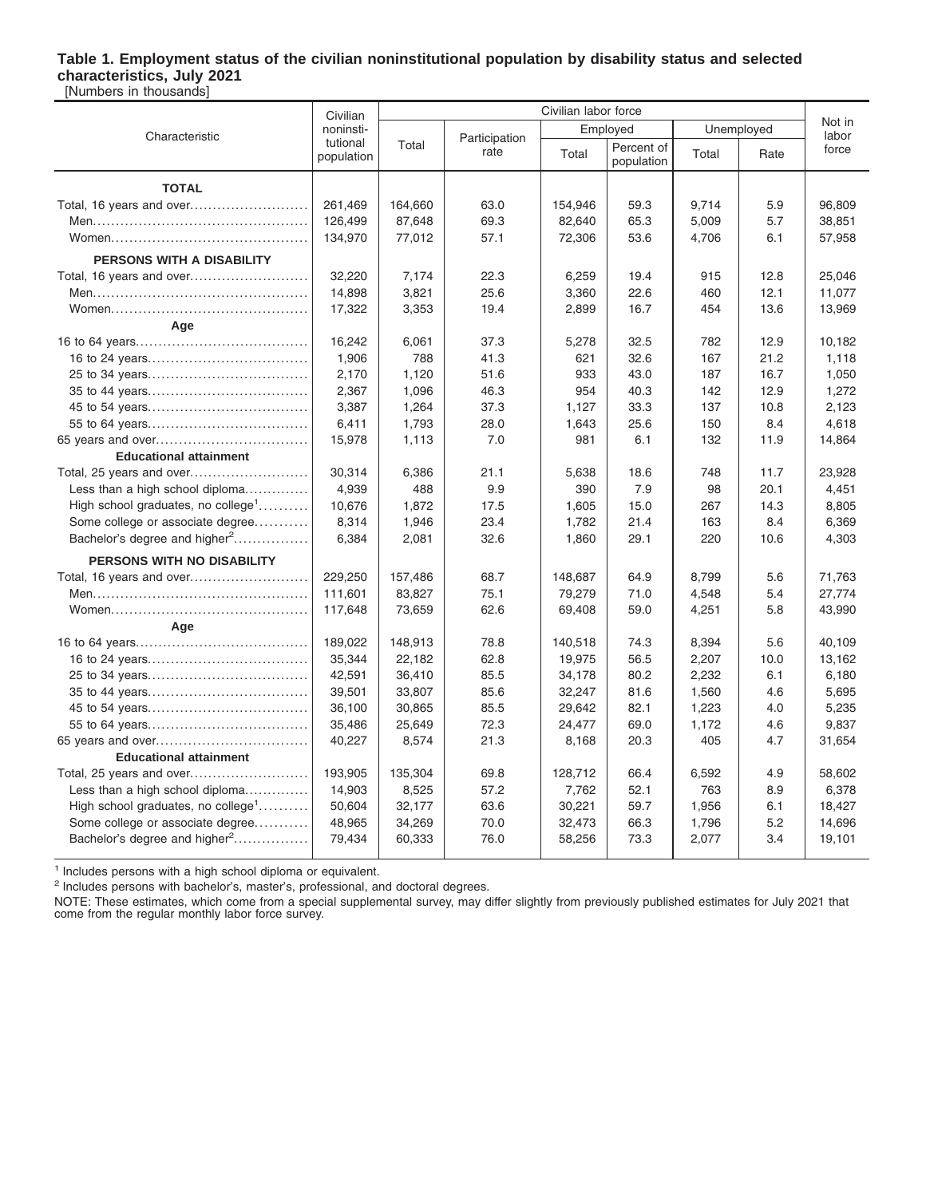**Table 1. Employment status of the civilian noninstitutional population by disability status and selected characteristics, July 2021**

[Numbers in thousands]

| Characteristic | Civilian noninstitutional population | Civilian labor force | | | | | | Not in labor force |
|---|---|---|---|---|---|---|---|---|
| | | Total | Participation rate | Employed | | Unemployed | | |
| | | | | Total | Percent of population | Total | Rate | |
| **TOTAL** | | | | | | | | |
| Total, 16 years and over | 261,469 | 164,660 | 63.0 | 154,946 | 59.3 | 9,714 | 5.9 | 96,809 |
| Men | 126,499 | 87,648 | 69.3 | 82,640 | 65.3 | 5,009 | 5.7 | 38,851 |
| Women | 134,970 | 77,012 | 57.1 | 72,306 | 53.6 | 4,706 | 6.1 | 57,958 |
| **PERSONS WITH A DISABILITY** | | | | | | | | |
| Total, 16 years and over | 32,220 | 7,174 | 22.3 | 6,259 | 19.4 | 915 | 12.8 | 25,046 |
| Men | 14,898 | 3,821 | 25.6 | 3,360 | 22.6 | 460 | 12.1 | 11,077 |
| Women | 17,322 | 3,353 | 19.4 | 2,899 | 16.7 | 454 | 13.6 | 13,969 |
| **Age** | | | | | | | | |
| 16 to 64 years | 16,242 | 6,061 | 37.3 | 5,278 | 32.5 | 782 | 12.9 | 10,182 |
| 16 to 24 years | 1,906 | 788 | 41.3 | 621 | 32.6 | 167 | 21.2 | 1,118 |
| 25 to 34 years | 2,170 | 1,120 | 51.6 | 933 | 43.0 | 187 | 16.7 | 1,050 |
| 35 to 44 years | 2,367 | 1,096 | 46.3 | 954 | 40.3 | 142 | 12.9 | 1,272 |
| 45 to 54 years | 3,387 | 1,264 | 37.3 | 1,127 | 33.3 | 137 | 10.8 | 2,123 |
| 55 to 64 years | 6,411 | 1,793 | 28.0 | 1,643 | 25.6 | 150 | 8.4 | 4,618 |
| 65 years and over | 15,978 | 1,113 | 7.0 | 981 | 6.1 | 132 | 11.9 | 14,864 |
| **Educational attainment** | | | | | | | | |
| Total, 25 years and over | 30,314 | 6,386 | 21.1 | 5,638 | 18.6 | 748 | 11.7 | 23,928 |
| Less than a high school diploma | 4,939 | 488 | 9.9 | 390 | 7.9 | 98 | 20.1 | 4,451 |
| High school graduates, no college[1] | 10,676 | 1,872 | 17.5 | 1,605 | 15.0 | 267 | 14.3 | 8,805 |
| Some college or associate degree | 8,314 | 1,946 | 23.4 | 1,782 | 21.4 | 163 | 8.4 | 6,369 |
| Bachelor's degree and higher[2] | 6,384 | 2,081 | 32.6 | 1,860 | 29.1 | 220 | 10.6 | 4,303 |
| **PERSONS WITH NO DISABILITY** | | | | | | | | |
| Total, 16 years and over | 229,250 | 157,486 | 68.7 | 148,687 | 64.9 | 8,799 | 5.6 | 71,763 |
| Men | 111,601 | 83,827 | 75.1 | 79,279 | 71.0 | 4,548 | 5.4 | 27,774 |
| Women | 117,648 | 73,659 | 62.6 | 69,408 | 59.0 | 4,251 | 5.8 | 43,990 |
| **Age** | | | | | | | | |
| 16 to 64 years | 189,022 | 148,913 | 78.8 | 140,518 | 74.3 | 8,394 | 5.6 | 40,109 |
| 16 to 24 years | 35,344 | 22,182 | 62.8 | 19,975 | 56.5 | 2,207 | 10.0 | 13,162 |
| 25 to 34 years | 42,591 | 36,410 | 85.5 | 34,178 | 80.2 | 2,232 | 6.1 | 6,180 |
| 35 to 44 years | 39,501 | 33,807 | 85.6 | 32,247 | 81.6 | 1,560 | 4.6 | 5,695 |
| 45 to 54 years | 36,100 | 30,865 | 85.5 | 29,642 | 82.1 | 1,223 | 4.0 | 5,235 |
| 55 to 64 years | 35,486 | 25,649 | 72.3 | 24,477 | 69.0 | 1,172 | 4.6 | 9,837 |
| 65 years and over | 40,227 | 8,574 | 21.3 | 8,168 | 20.3 | 405 | 4.7 | 31,654 |
| **Educational attainment** | | | | | | | | |
| Total, 25 years and over | 193,905 | 135,304 | 69.8 | 128,712 | 66.4 | 6,592 | 4.9 | 58,602 |
| Less than a high school diploma | 14,903 | 8,525 | 57.2 | 7,762 | 52.1 | 763 | 8.9 | 6,378 |
| High school graduates, no college[1] | 50,604 | 32,177 | 63.6 | 30,221 | 59.7 | 1,956 | 6.1 | 18,427 |
| Some college or associate degree | 48,965 | 34,269 | 70.0 | 32,473 | 66.3 | 1,796 | 5.2 | 14,696 |
| Bachelor's degree and higher[2] | 79,434 | 60,333 | 76.0 | 58,256 | 73.3 | 2,077 | 3.4 | 19,101 |

[1] Includes persons with a high school diploma or equivalent.

[2] Includes persons with bachelor's, master's, professional, and doctoral degrees.

NOTE: These estimates, which come from a special supplemental survey, may differ slightly from previously published estimates for July 2021 that come from the regular monthly labor force survey.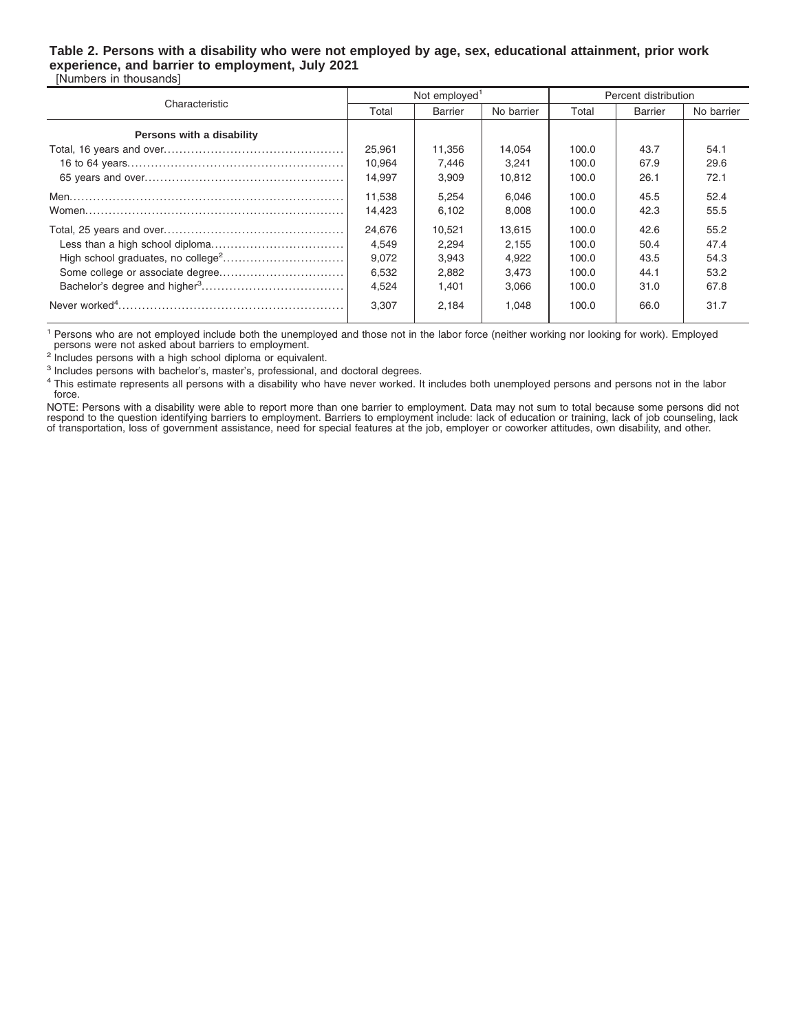**Table 2. Persons with a disability who were not employed by age, sex, educational attainment, prior work experience, and barrier to employment, July 2021**

[Numbers in thousands]

| Characteristic | Not employed[1] | | | Percent distribution | | |
|---|---|---|---|---|---|---|
| | Total | Barrier | No barrier | Total | Barrier | No barrier |
| **Persons with a disability** | | | | | | |
| Total, 16 years and over | 25,961 | 11,356 | 14,054 | 100.0 | 43.7 | 54.1 |
| 16 to 64 years | 10,964 | 7,446 | 3,241 | 100.0 | 67.9 | 29.6 |
| 65 years and over | 14,997 | 3,909 | 10,812 | 100.0 | 26.1 | 72.1 |
| Men | 11,538 | 5,254 | 6,046 | 100.0 | 45.5 | 52.4 |
| Women | 14,423 | 6,102 | 8,008 | 100.0 | 42.3 | 55.5 |
| Total, 25 years and over | 24,676 | 10,521 | 13,615 | 100.0 | 42.6 | 55.2 |
| Less than a high school diploma | 4,549 | 2,294 | 2,155 | 100.0 | 50.4 | 47.4 |
| High school graduates, no college[2] | 9,072 | 3,943 | 4,922 | 100.0 | 43.5 | 54.3 |
| Some college or associate degree | 6,532 | 2,882 | 3,473 | 100.0 | 44.1 | 53.2 |
| Bachelor's degree and higher[3] | 4,524 | 1,401 | 3,066 | 100.0 | 31.0 | 67.8 |
| Never worked[4] | 3,307 | 2,184 | 1,048 | 100.0 | 66.0 | 31.7 |

[1] Persons who are not employed include both the unemployed and those not in the labor force (neither working nor looking for work). Employed persons were not asked about barriers to employment.

[2] Includes persons with a high school diploma or equivalent.

[3] Includes persons with bachelor's, master's, professional, and doctoral degrees.

[4] This estimate represents all persons with a disability who have never worked. It includes both unemployed persons and persons not in the labor force.

NOTE: Persons with a disability were able to report more than one barrier to employment. Data may not sum to total because some persons did not respond to the question identifying barriers to employment. Barriers to employment include: lack of education or training, lack of job counseling, lack of transportation, loss of government assistance, need for special features at the job, employer or coworker attitudes, own disability, and other.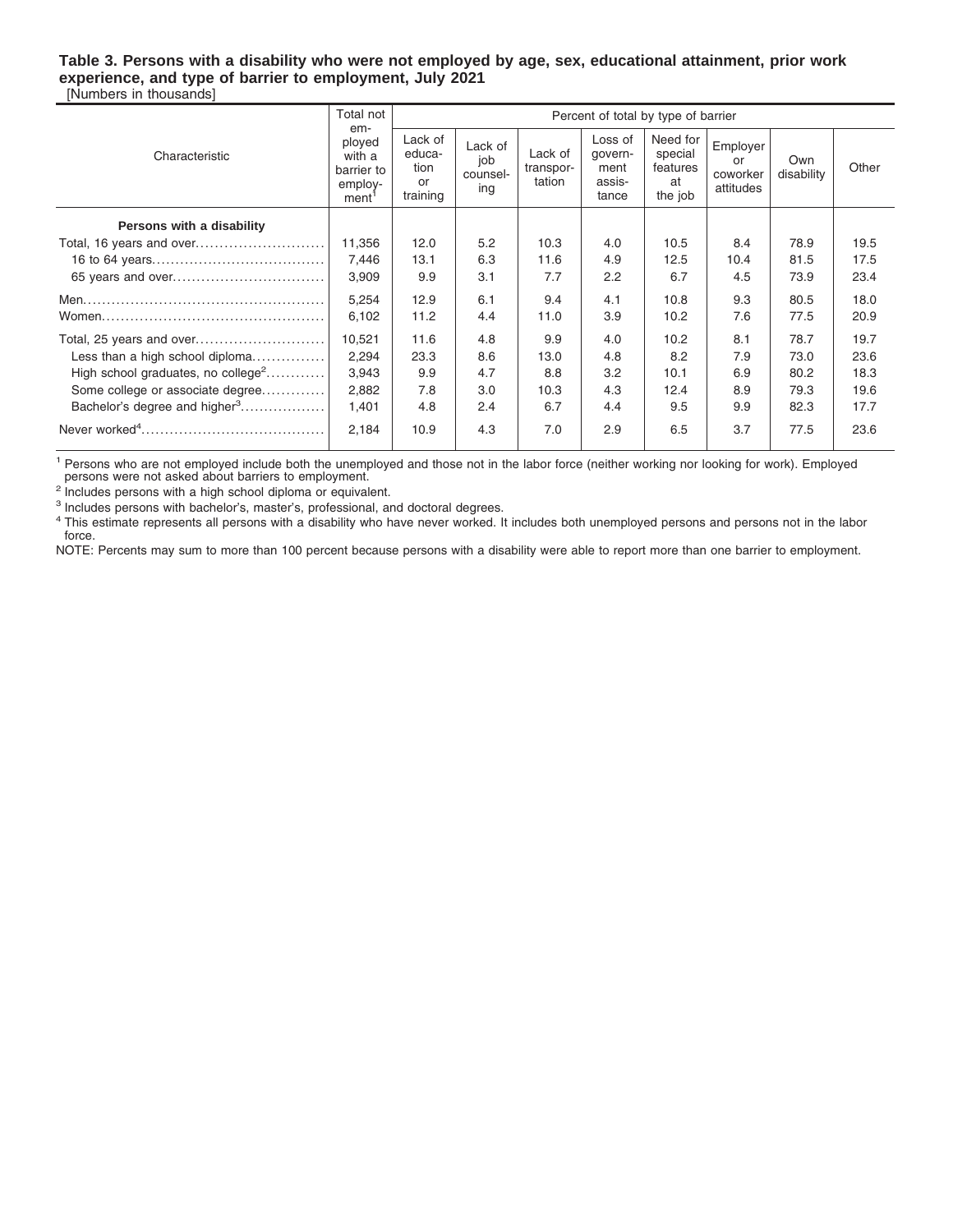**Table 3. Persons with a disability who were not employed by age, sex, educational attainment, prior work experience, and type of barrier to employment, July 2021**

[Numbers in thousands]

| Characteristic | Total not employed with a barrier to employment[1] | Percent of total by type of barrier | | | | | | | |
|---|---|---|---|---|---|---|---|---|---|
| | | Lack of education or training | Lack of job counseling | Lack of transportation | Loss of government assistance | Need for special features at the job | Employer or coworker attitudes | Own disability | Other |
| **Persons with a disability** | | | | | | | | | |
| Total, 16 years and over | 11,356 | 12.0 | 5.2 | 10.3 | 4.0 | 10.5 | 8.4 | 78.9 | 19.5 |
| 16 to 64 years | 7,446 | 13.1 | 6.3 | 11.6 | 4.9 | 12.5 | 10.4 | 81.5 | 17.5 |
| 65 years and over | 3,909 | 9.9 | 3.1 | 7.7 | 2.2 | 6.7 | 4.5 | 73.9 | 23.4 |
| Men | 5,254 | 12.9 | 6.1 | 9.4 | 4.1 | 10.8 | 9.3 | 80.5 | 18.0 |
| Women | 6,102 | 11.2 | 4.4 | 11.0 | 3.9 | 10.2 | 7.6 | 77.5 | 20.9 |
| Total, 25 years and over | 10,521 | 11.6 | 4.8 | 9.9 | 4.0 | 10.2 | 8.1 | 78.7 | 19.7 |
| Less than a high school diploma | 2,294 | 23.3 | 8.6 | 13.0 | 4.8 | 8.2 | 7.9 | 73.0 | 23.6 |
| High school graduates, no college[2] | 3,943 | 9.9 | 4.7 | 8.8 | 3.2 | 10.1 | 6.9 | 80.2 | 18.3 |
| Some college or associate degree | 2,882 | 7.8 | 3.0 | 10.3 | 4.3 | 12.4 | 8.9 | 79.3 | 19.6 |
| Bachelor's degree and higher[3] | 1,401 | 4.8 | 2.4 | 6.7 | 4.4 | 9.5 | 9.9 | 82.3 | 17.7 |
| Never worked[4] | 2,184 | 10.9 | 4.3 | 7.0 | 2.9 | 6.5 | 3.7 | 77.5 | 23.6 |

[1] Persons who are not employed include both the unemployed and those not in the labor force (neither working nor looking for work). Employed persons were not asked about barriers to employment.

[2] Includes persons with a high school diploma or equivalent.

[3] Includes persons with bachelor's, master's, professional, and doctoral degrees.

[4] This estimate represents all persons with a disability who have never worked. It includes both unemployed persons and persons not in the labor force.

NOTE: Percents may sum to more than 100 percent because persons with a disability were able to report more than one barrier to employment.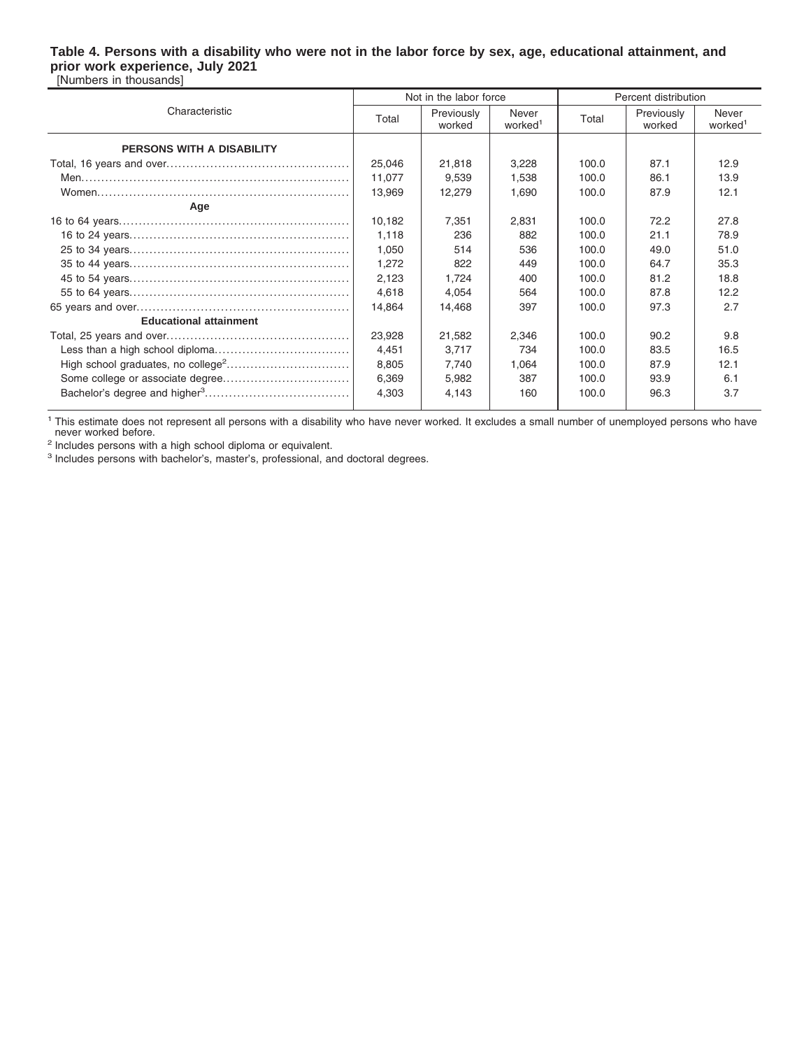**Table 4. Persons with a disability who were not in the labor force by sex, age, educational attainment, and prior work experience, July 2021**

[Numbers in thousands]

| Characteristic | Not in the labor force | | | Percent distribution | | |
|---|---|---|---|---|---|---|
| | Total | Previously worked | Never worked[1] | Total | Previously worked | Never worked[1] |
| **PERSONS WITH A DISABILITY** | | | | | | |
| Total, 16 years and over | 25,046 | 21,818 | 3,228 | 100.0 | 87.1 | 12.9 |
| Men | 11,077 | 9,539 | 1,538 | 100.0 | 86.1 | 13.9 |
| Women | 13,969 | 12,279 | 1,690 | 100.0 | 87.9 | 12.1 |
| **Age** | | | | | | |
| 16 to 64 years | 10,182 | 7,351 | 2,831 | 100.0 | 72.2 | 27.8 |
| 16 to 24 years | 1,118 | 236 | 882 | 100.0 | 21.1 | 78.9 |
| 25 to 34 years | 1,050 | 514 | 536 | 100.0 | 49.0 | 51.0 |
| 35 to 44 years | 1,272 | 822 | 449 | 100.0 | 64.7 | 35.3 |
| 45 to 54 years | 2,123 | 1,724 | 400 | 100.0 | 81.2 | 18.8 |
| 55 to 64 years | 4,618 | 4,054 | 564 | 100.0 | 87.8 | 12.2 |
| 65 years and over | 14,864 | 14,468 | 397 | 100.0 | 97.3 | 2.7 |
| **Educational attainment** | | | | | | |
| Total, 25 years and over | 23,928 | 21,582 | 2,346 | 100.0 | 90.2 | 9.8 |
| Less than a high school diploma | 4,451 | 3,717 | 734 | 100.0 | 83.5 | 16.5 |
| High school graduates, no college[2] | 8,805 | 7,740 | 1,064 | 100.0 | 87.9 | 12.1 |
| Some college or associate degree | 6,369 | 5,982 | 387 | 100.0 | 93.9 | 6.1 |
| Bachelor's degree and higher[3] | 4,303 | 4,143 | 160 | 100.0 | 96.3 | 3.7 |

[1] This estimate does not represent all persons with a disability who have never worked. It excludes a small number of unemployed persons who have never worked before.

[2] Includes persons with a high school diploma or equivalent.

[3] Includes persons with bachelor's, master's, professional, and doctoral degrees.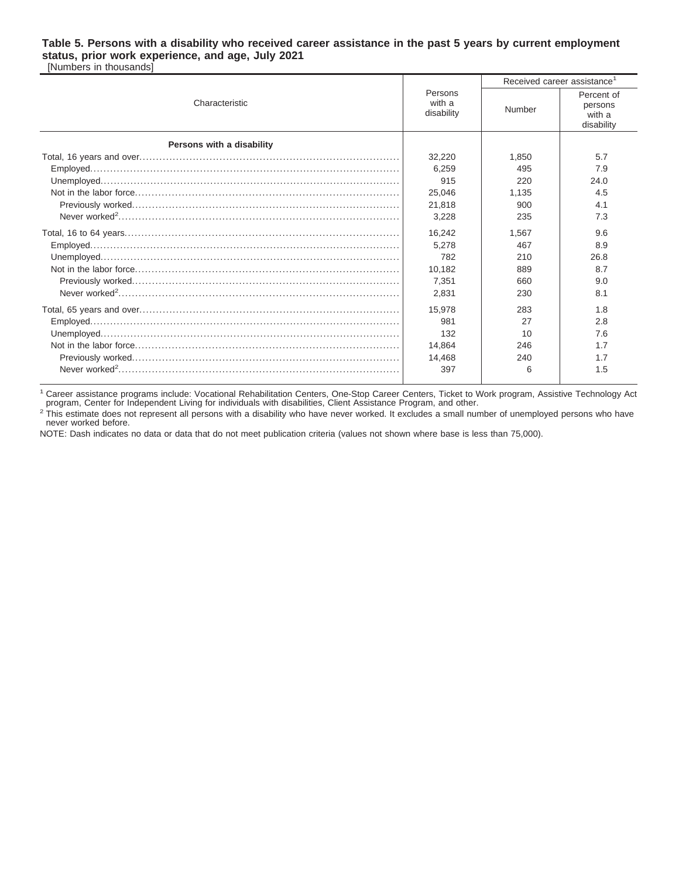**Table 5. Persons with a disability who received career assistance in the past 5 years by current employment status, prior work experience, and age, July 2021**

[Numbers in thousands]

| Characteristic | Persons with a disability | Received career assistance[1] | |
|---|---|---|---|
| | | Number | Percent of persons with a disability |
| **Persons with a disability** | | | |
| Total, 16 years and over | 32,220 | 1,850 | 5.7 |
| Employed | 6,259 | 495 | 7.9 |
| Unemployed | 915 | 220 | 24.0 |
| Not in the labor force | 25,046 | 1,135 | 4.5 |
| Previously worked | 21,818 | 900 | 4.1 |
| Never worked[2] | 3,228 | 235 | 7.3 |
| Total, 16 to 64 years | 16,242 | 1,567 | 9.6 |
| Employed | 5,278 | 467 | 8.9 |
| Unemployed | 782 | 210 | 26.8 |
| Not in the labor force | 10,182 | 889 | 8.7 |
| Previously worked | 7,351 | 660 | 9.0 |
| Never worked[2] | 2,831 | 230 | 8.1 |
| Total, 65 years and over | 15,978 | 283 | 1.8 |
| Employed | 981 | 27 | 2.8 |
| Unemployed | 132 | 10 | 7.6 |
| Not in the labor force | 14,864 | 246 | 1.7 |
| Previously worked | 14,468 | 240 | 1.7 |
| Never worked[2] | 397 | 6 | 1.5 |

[1] Career assistance programs include: Vocational Rehabilitation Centers, One-Stop Career Centers, Ticket to Work program, Assistive Technology Act program, Center for Independent Living for individuals with disabilities, Client Assistance Program, and other.

[2] This estimate does not represent all persons with a disability who have never worked. It excludes a small number of unemployed persons who have never worked before.

NOTE: Dash indicates no data or data that do not meet publication criteria (values not shown where base is less than 75,000).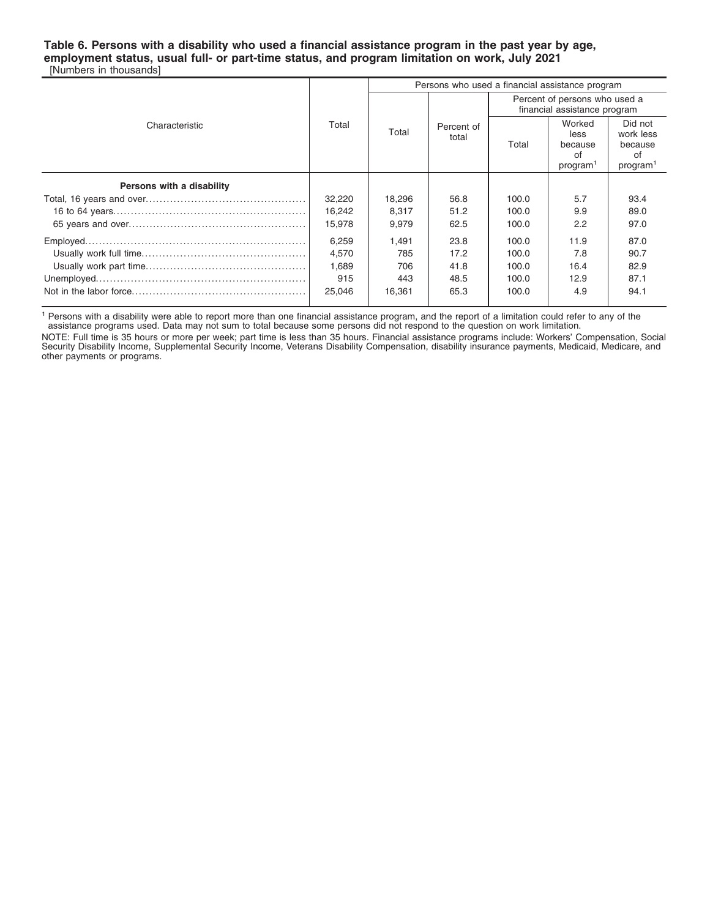**Table 6. Persons with a disability who used a financial assistance program in the past year by age, employment status, usual full- or part-time status, and program limitation on work, July 2021**

[Numbers in thousands]

| Characteristic | Total | Persons who used a financial assistance program | | | | |
|---|---|---|---|---|---|---|
| | | Total | Percent of total | Percent of persons who used a financial assistance program | | |
| | | | | Total | Worked less because of program[1] | Did not work less because of program[1] |
| **Persons with a disability** | | | | | | |
| Total, 16 years and over | 32,220 | 18,296 | 56.8 | 100.0 | 5.7 | 93.4 |
| 16 to 64 years | 16,242 | 8,317 | 51.2 | 100.0 | 9.9 | 89.0 |
| 65 years and over | 15,978 | 9,979 | 62.5 | 100.0 | 2.2 | 97.0 |
| Employed | 6,259 | 1,491 | 23.8 | 100.0 | 11.9 | 87.0 |
| Usually work full time | 4,570 | 785 | 17.2 | 100.0 | 7.8 | 90.7 |
| Usually work part time | 1,689 | 706 | 41.8 | 100.0 | 16.4 | 82.9 |
| Unemployed | 915 | 443 | 48.5 | 100.0 | 12.9 | 87.1 |
| Not in the labor force | 25,046 | 16,361 | 65.3 | 100.0 | 4.9 | 94.1 |

[1] Persons with a disability were able to report more than one financial assistance program, and the report of a limitation could refer to any of the assistance programs used. Data may not sum to total because some persons did not respond to the question on work limitation.

NOTE: Full time is 35 hours or more per week; part time is less than 35 hours. Financial assistance programs include: Workers' Compensation, Social Security Disability Income, Supplemental Security Income, Veterans Disability Compensation, disability insurance payments, Medicaid, Medicare, and other payments or programs.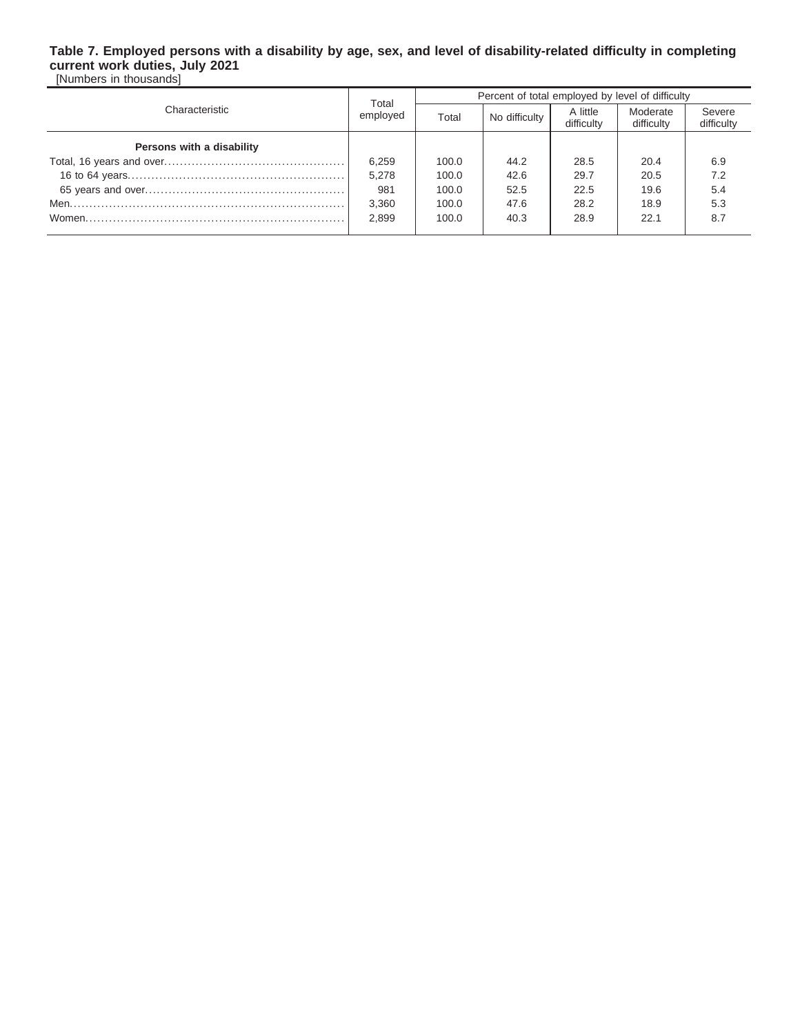**Table 7. Employed persons with a disability by age, sex, and level of disability-related difficulty in completing current work duties, July 2021**

[Numbers in thousands]

| Characteristic | Total employed | Percent of total employed by level of difficulty | | | | |
|---|---|---|---|---|---|---|
| | | Total | No difficulty | A little difficulty | Moderate difficulty | Severe difficulty |
| **Persons with a disability** | | | | | | |
| Total, 16 years and over | 6,259 | 100.0 | 44.2 | 28.5 | 20.4 | 6.9 |
| 16 to 64 years | 5,278 | 100.0 | 42.6 | 29.7 | 20.5 | 7.2 |
| 65 years and over | 981 | 100.0 | 52.5 | 22.5 | 19.6 | 5.4 |
| Men | 3,360 | 100.0 | 47.6 | 28.2 | 18.9 | 5.3 |
| Women | 2,899 | 100.0 | 40.3 | 28.9 | 22.1 | 8.7 |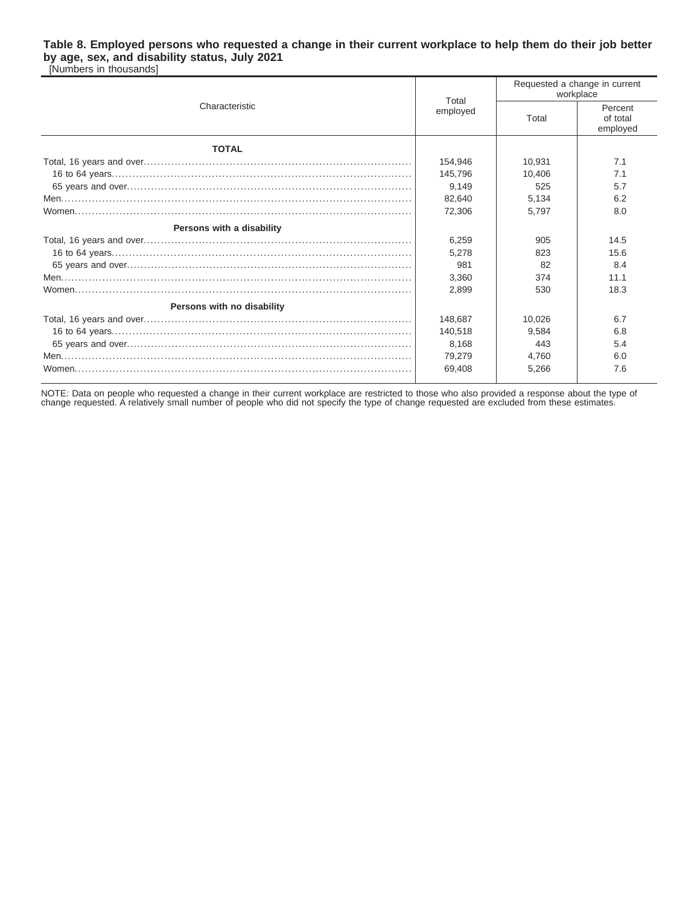**Table 8. Employed persons who requested a change in their current workplace to help them do their job better by age, sex, and disability status, July 2021**

[Numbers in thousands]

| Characteristic | Total employed | Requested a change in current workplace | |
|---|---|---|---|
| | | Total | Percent of total employed |
| **TOTAL** | | | |
| Total, 16 years and over | 154,946 | 10,931 | 7.1 |
| 16 to 64 years | 145,796 | 10,406 | 7.1 |
| 65 years and over | 9,149 | 525 | 5.7 |
| Men | 82,640 | 5,134 | 6.2 |
| Women | 72,306 | 5,797 | 8.0 |
| **Persons with a disability** | | | |
| Total, 16 years and over | 6,259 | 905 | 14.5 |
| 16 to 64 years | 5,278 | 823 | 15.6 |
| 65 years and over | 981 | 82 | 8.4 |
| Men | 3,360 | 374 | 11.1 |
| Women | 2,899 | 530 | 18.3 |
| **Persons with no disability** | | | |
| Total, 16 years and over | 148,687 | 10,026 | 6.7 |
| 16 to 64 years | 140,518 | 9,584 | 6.8 |
| 65 years and over | 8,168 | 443 | 5.4 |
| Men | 79,279 | 4,760 | 6.0 |
| Women | 69,408 | 5,266 | 7.6 |

NOTE: Data on people who requested a change in their current workplace are restricted to those who also provided a response about the type of change requested. A relatively small number of people who did not specify the type of change requested are excluded from these estimates.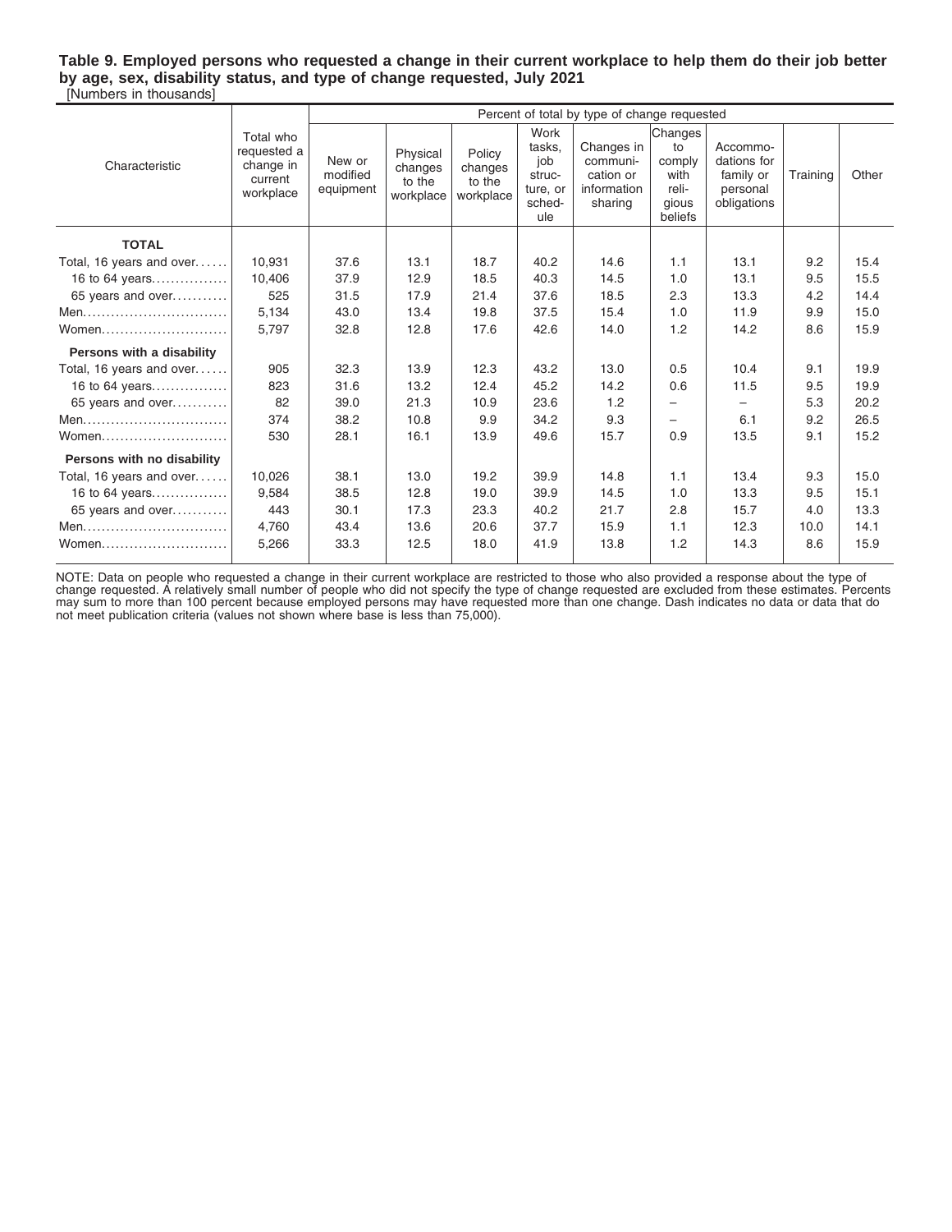**Table 9. Employed persons who requested a change in their current workplace to help them do their job better by age, sex, disability status, and type of change requested, July 2021**

[Numbers in thousands]

| Characteristic | Total who requested a change in current workplace | Percent of total by type of change requested | | | | | | | | |
|---|---|---|---|---|---|---|---|---|---|---|
| | | New or modified equipment | Physical changes to the workplace | Policy changes to the workplace | Work tasks, job structure, or schedule | Changes in communication or information sharing | Changes to comply with religious beliefs | Accommodations for family or personal obligations | Training | Other |
| **TOTAL** | | | | | | | | | | |
| Total, 16 years and over | 10,931 | 37.6 | 13.1 | 18.7 | 40.2 | 14.6 | 1.1 | 13.1 | 9.2 | 15.4 |
| 16 to 64 years | 10,406 | 37.9 | 12.9 | 18.5 | 40.3 | 14.5 | 1.0 | 13.1 | 9.5 | 15.5 |
| 65 years and over | 525 | 31.5 | 17.9 | 21.4 | 37.6 | 18.5 | 2.3 | 13.3 | 4.2 | 14.4 |
| Men | 5,134 | 43.0 | 13.4 | 19.8 | 37.5 | 15.4 | 1.0 | 11.9 | 9.9 | 15.0 |
| Women | 5,797 | 32.8 | 12.8 | 17.6 | 42.6 | 14.0 | 1.2 | 14.2 | 8.6 | 15.9 |
| **Persons with a disability** | | | | | | | | | | |
| Total, 16 years and over | 905 | 32.3 | 13.9 | 12.3 | 43.2 | 13.0 | 0.5 | 10.4 | 9.1 | 19.9 |
| 16 to 64 years | 823 | 31.6 | 13.2 | 12.4 | 45.2 | 14.2 | 0.6 | 11.5 | 9.5 | 19.9 |
| 65 years and over | 82 | 39.0 | 21.3 | 10.9 | 23.6 | 1.2 | – | – | 5.3 | 20.2 |
| Men | 374 | 38.2 | 10.8 | 9.9 | 34.2 | 9.3 | – | 6.1 | 9.2 | 26.5 |
| Women | 530 | 28.1 | 16.1 | 13.9 | 49.6 | 15.7 | 0.9 | 13.5 | 9.1 | 15.2 |
| **Persons with no disability** | | | | | | | | | | |
| Total, 16 years and over | 10,026 | 38.1 | 13.0 | 19.2 | 39.9 | 14.8 | 1.1 | 13.4 | 9.3 | 15.0 |
| 16 to 64 years | 9,584 | 38.5 | 12.8 | 19.0 | 39.9 | 14.5 | 1.0 | 13.3 | 9.5 | 15.1 |
| 65 years and over | 443 | 30.1 | 17.3 | 23.3 | 40.2 | 21.7 | 2.8 | 15.7 | 4.0 | 13.3 |
| Men | 4,760 | 43.4 | 13.6 | 20.6 | 37.7 | 15.9 | 1.1 | 12.3 | 10.0 | 14.1 |
| Women | 5,266 | 33.3 | 12.5 | 18.0 | 41.9 | 13.8 | 1.2 | 14.3 | 8.6 | 15.9 |

NOTE: Data on people who requested a change in their current workplace are restricted to those who also provided a response about the type of change requested. A relatively small number of people who did not specify the type of change requested are excluded from these estimates. Percents may sum to more than 100 percent because employed persons may have requested more than one change. Dash indicates no data or data that do not meet publication criteria (values not shown where base is less than 75,000).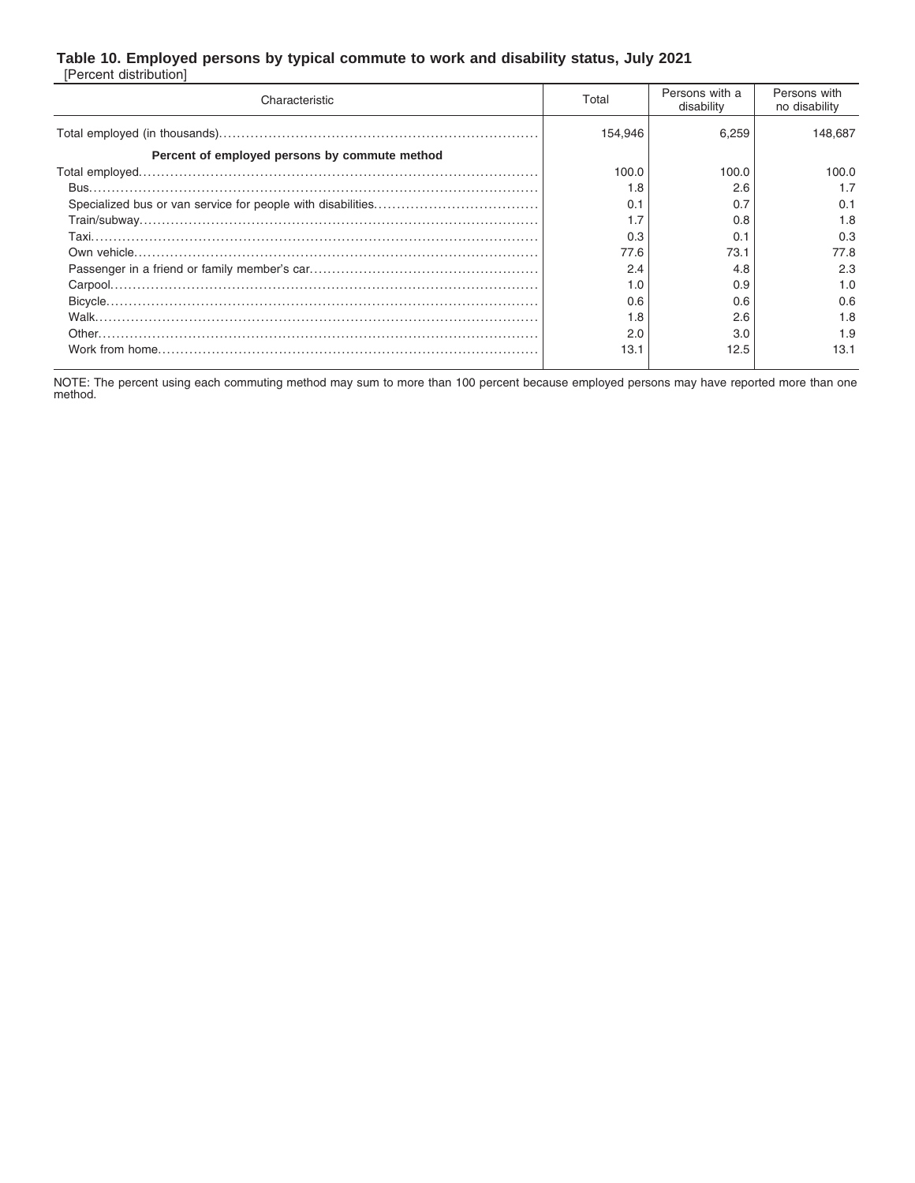### Table 10. Employed persons by typical commute to work and disability status, July 2021

[Percent distribution]

| Characteristic | Total | Persons with a disability | Persons with no disability |
|---|---|---|---|
| Total employed (in thousands) | 154,946 | 6,259 | 148,687 |
| **Percent of employed persons by commute method** | | | |
| Total employed | 100.0 | 100.0 | 100.0 |
| Bus | 1.8 | 2.6 | 1.7 |
| Specialized bus or van service for people with disabilities | 0.1 | 0.7 | 0.1 |
| Train/subway | 1.7 | 0.8 | 1.8 |
| Taxi | 0.3 | 0.1 | 0.3 |
| Own vehicle | 77.6 | 73.1 | 77.8 |
| Passenger in a friend or family member's car | 2.4 | 4.8 | 2.3 |
| Carpool | 1.0 | 0.9 | 1.0 |
| Bicycle | 0.6 | 0.6 | 0.6 |
| Walk | 1.8 | 2.6 | 1.8 |
| Other | 2.0 | 3.0 | 1.9 |
| Work from home | 13.1 | 12.5 | 13.1 |

NOTE: The percent using each commuting method may sum to more than 100 percent because employed persons may have reported more than one method.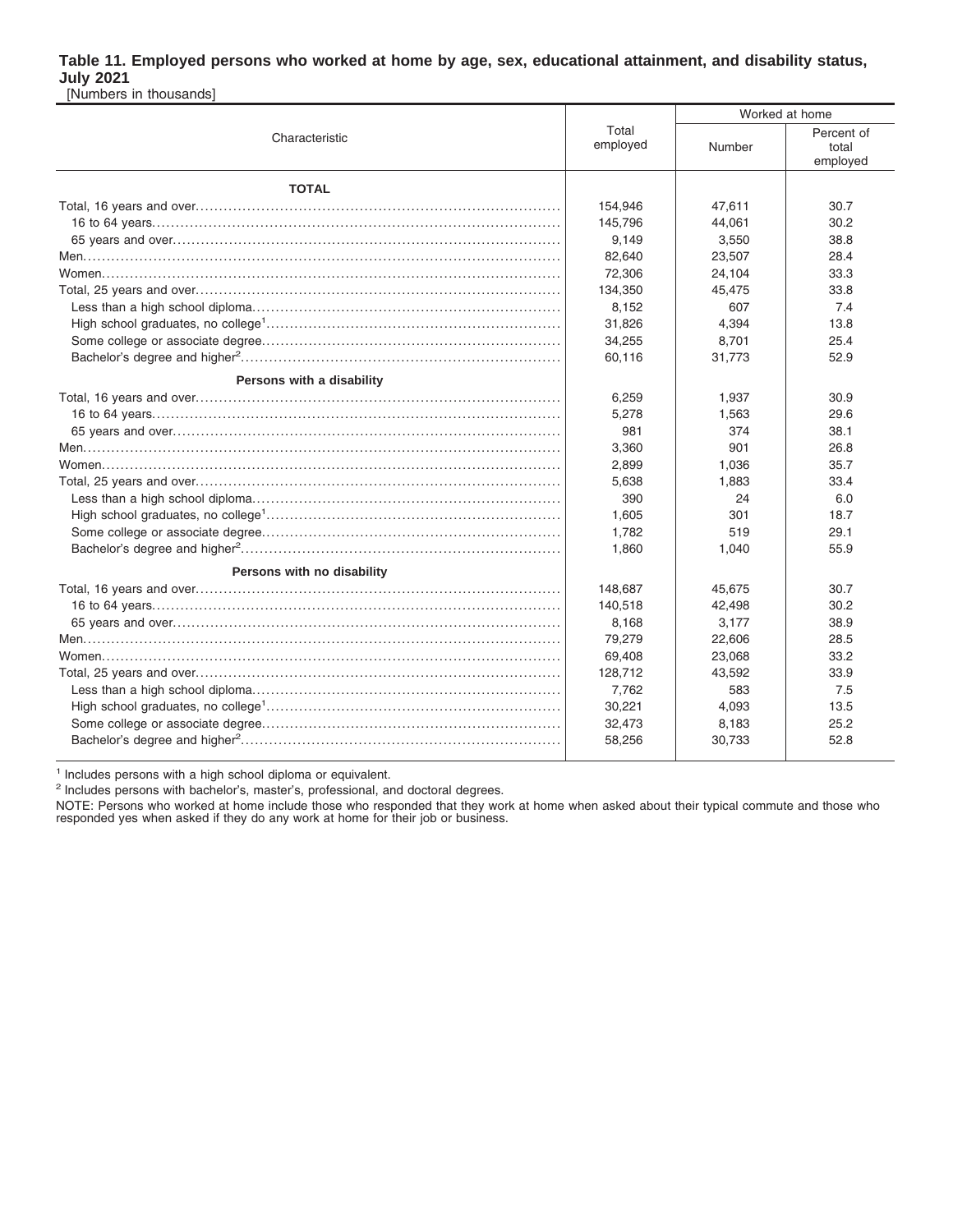**Table 11. Employed persons who worked at home by age, sex, educational attainment, and disability status, July 2021**

[Numbers in thousands]

| Characteristic | Total employed | Worked at home | |
|---|---|---|---|
| | | Number | Percent of total employed |
| **TOTAL** | | | |
| Total, 16 years and over | 154,946 | 47,611 | 30.7 |
| 16 to 64 years | 145,796 | 44,061 | 30.2 |
| 65 years and over | 9,149 | 3,550 | 38.8 |
| Men | 82,640 | 23,507 | 28.4 |
| Women | 72,306 | 24,104 | 33.3 |
| Total, 25 years and over | 134,350 | 45,475 | 33.8 |
| Less than a high school diploma | 8,152 | 607 | 7.4 |
| High school graduates, no college[1] | 31,826 | 4,394 | 13.8 |
| Some college or associate degree | 34,255 | 8,701 | 25.4 |
| Bachelor's degree and higher[2] | 60,116 | 31,773 | 52.9 |
| **Persons with a disability** | | | |
| Total, 16 years and over | 6,259 | 1,937 | 30.9 |
| 16 to 64 years | 5,278 | 1,563 | 29.6 |
| 65 years and over | 981 | 374 | 38.1 |
| Men | 3,360 | 901 | 26.8 |
| Women | 2,899 | 1,036 | 35.7 |
| Total, 25 years and over | 5,638 | 1,883 | 33.4 |
| Less than a high school diploma | 390 | 24 | 6.0 |
| High school graduates, no college[1] | 1,605 | 301 | 18.7 |
| Some college or associate degree | 1,782 | 519 | 29.1 |
| Bachelor's degree and higher[2] | 1,860 | 1,040 | 55.9 |
| **Persons with no disability** | | | |
| Total, 16 years and over | 148,687 | 45,675 | 30.7 |
| 16 to 64 years | 140,518 | 42,498 | 30.2 |
| 65 years and over | 8,168 | 3,177 | 38.9 |
| Men | 79,279 | 22,606 | 28.5 |
| Women | 69,408 | 23,068 | 33.2 |
| Total, 25 years and over | 128,712 | 43,592 | 33.9 |
| Less than a high school diploma | 7,762 | 583 | 7.5 |
| High school graduates, no college[1] | 30,221 | 4,093 | 13.5 |
| Some college or associate degree | 32,473 | 8,183 | 25.2 |
| Bachelor's degree and higher[2] | 58,256 | 30,733 | 52.8 |

[1] Includes persons with a high school diploma or equivalent.

[2] Includes persons with bachelor's, master's, professional, and doctoral degrees.

NOTE: Persons who worked at home include those who responded that they work at home when asked about their typical commute and those who responded yes when asked if they do any work at home for their job or business.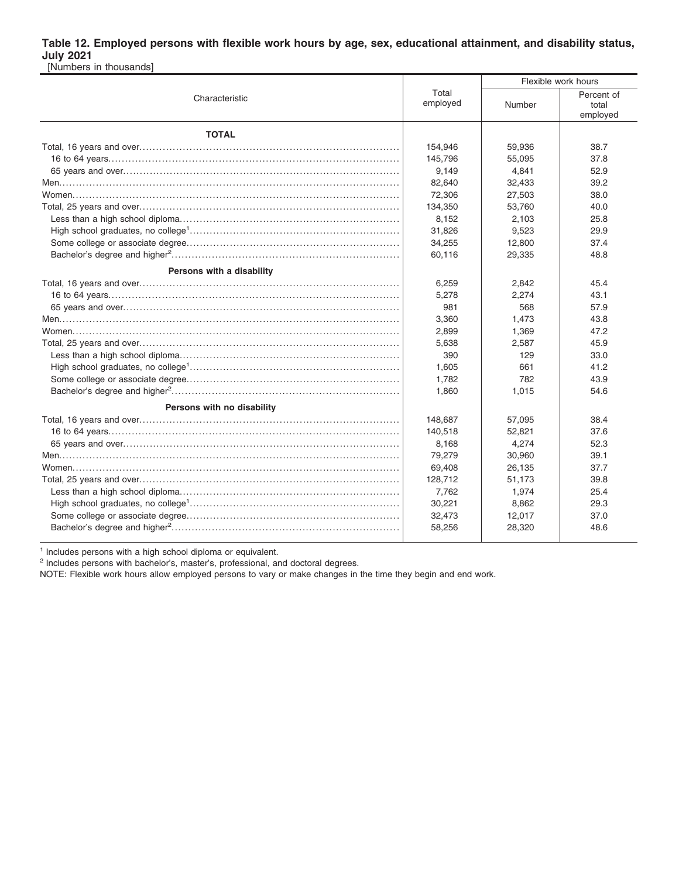**Table 12. Employed persons with flexible work hours by age, sex, educational attainment, and disability status, July 2021**

[Numbers in thousands]

| Characteristic | Total employed | Flexible work hours | |
|---|---|---|---|
| | | Number | Percent of total employed |
| **TOTAL** | | | |
| Total, 16 years and over | 154,946 | 59,936 | 38.7 |
| 16 to 64 years | 145,796 | 55,095 | 37.8 |
| 65 years and over | 9,149 | 4,841 | 52.9 |
| Men | 82,640 | 32,433 | 39.2 |
| Women | 72,306 | 27,503 | 38.0 |
| Total, 25 years and over | 134,350 | 53,760 | 40.0 |
| Less than a high school diploma | 8,152 | 2,103 | 25.8 |
| High school graduates, no college[1] | 31,826 | 9,523 | 29.9 |
| Some college or associate degree | 34,255 | 12,800 | 37.4 |
| Bachelor's degree and higher[2] | 60,116 | 29,335 | 48.8 |
| **Persons with a disability** | | | |
| Total, 16 years and over | 6,259 | 2,842 | 45.4 |
| 16 to 64 years | 5,278 | 2,274 | 43.1 |
| 65 years and over | 981 | 568 | 57.9 |
| Men | 3,360 | 1,473 | 43.8 |
| Women | 2,899 | 1,369 | 47.2 |
| Total, 25 years and over | 5,638 | 2,587 | 45.9 |
| Less than a high school diploma | 390 | 129 | 33.0 |
| High school graduates, no college[1] | 1,605 | 661 | 41.2 |
| Some college or associate degree | 1,782 | 782 | 43.9 |
| Bachelor's degree and higher[2] | 1,860 | 1,015 | 54.6 |
| **Persons with no disability** | | | |
| Total, 16 years and over | 148,687 | 57,095 | 38.4 |
| 16 to 64 years | 140,518 | 52,821 | 37.6 |
| 65 years and over | 8,168 | 4,274 | 52.3 |
| Men | 79,279 | 30,960 | 39.1 |
| Women | 69,408 | 26,135 | 37.7 |
| Total, 25 years and over | 128,712 | 51,173 | 39.8 |
| Less than a high school diploma | 7,762 | 1,974 | 25.4 |
| High school graduates, no college[1] | 30,221 | 8,862 | 29.3 |
| Some college or associate degree | 32,473 | 12,017 | 37.0 |
| Bachelor's degree and higher[2] | 58,256 | 28,320 | 48.6 |

[1] Includes persons with a high school diploma or equivalent.

[2] Includes persons with bachelor's, master's, professional, and doctoral degrees.

NOTE: Flexible work hours allow employed persons to vary or make changes in the time they begin and end work.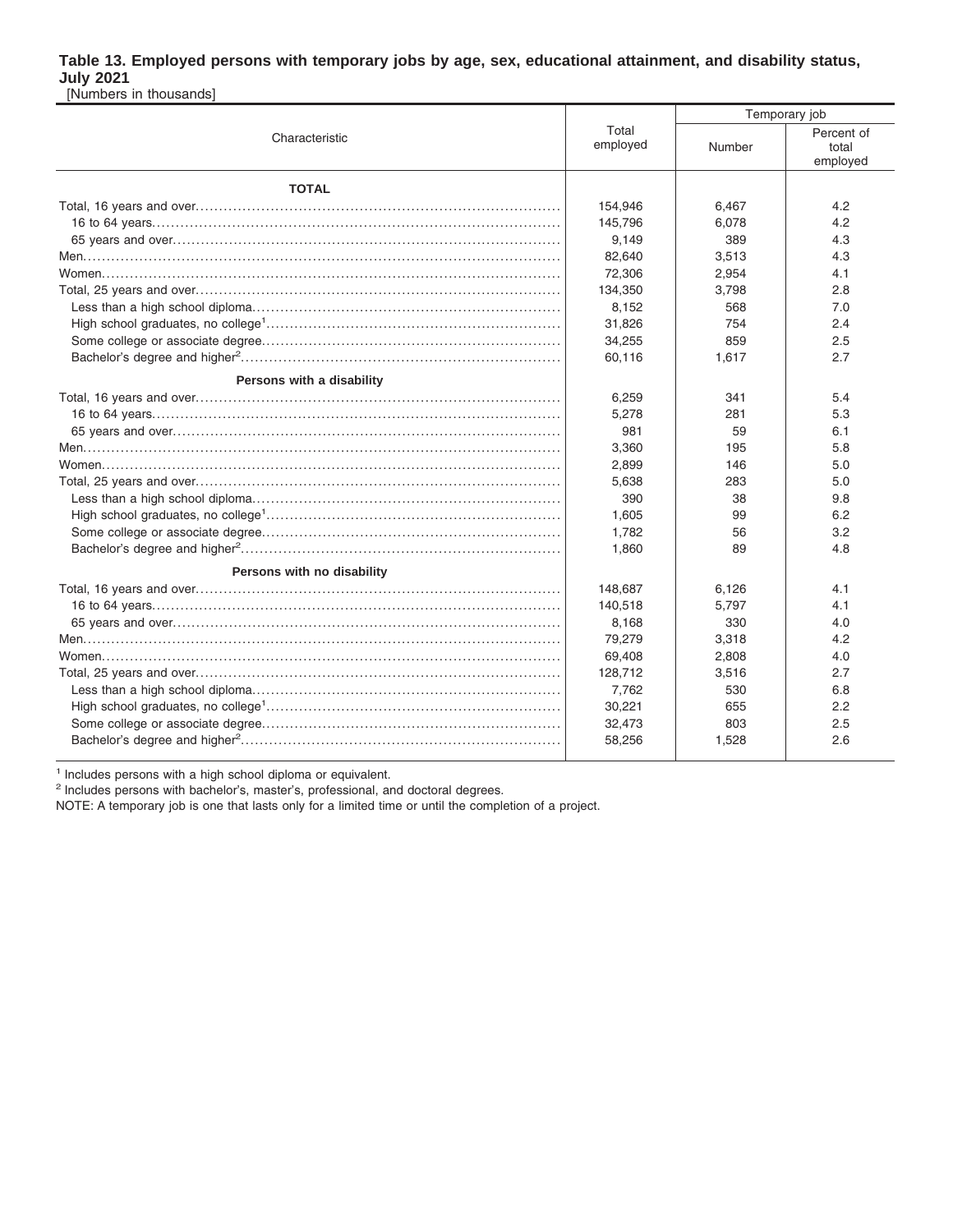**Table 13. Employed persons with temporary jobs by age, sex, educational attainment, and disability status, July 2021**

[Numbers in thousands]

| Characteristic | Total employed | Temporary job | |
|---|---|---|---|
| | | Number | Percent of total employed |
| **TOTAL** | | | |
| Total, 16 years and over | 154,946 | 6,467 | 4.2 |
| 16 to 64 years | 145,796 | 6,078 | 4.2 |
| 65 years and over | 9,149 | 389 | 4.3 |
| Men | 82,640 | 3,513 | 4.3 |
| Women | 72,306 | 2,954 | 4.1 |
| Total, 25 years and over | 134,350 | 3,798 | 2.8 |
| Less than a high school diploma | 8,152 | 568 | 7.0 |
| High school graduates, no college[1] | 31,826 | 754 | 2.4 |
| Some college or associate degree | 34,255 | 859 | 2.5 |
| Bachelor's degree and higher[2] | 60,116 | 1,617 | 2.7 |
| **Persons with a disability** | | | |
| Total, 16 years and over | 6,259 | 341 | 5.4 |
| 16 to 64 years | 5,278 | 281 | 5.3 |
| 65 years and over | 981 | 59 | 6.1 |
| Men | 3,360 | 195 | 5.8 |
| Women | 2,899 | 146 | 5.0 |
| Total, 25 years and over | 5,638 | 283 | 5.0 |
| Less than a high school diploma | 390 | 38 | 9.8 |
| High school graduates, no college[1] | 1,605 | 99 | 6.2 |
| Some college or associate degree | 1,782 | 56 | 3.2 |
| Bachelor's degree and higher[2] | 1,860 | 89 | 4.8 |
| **Persons with no disability** | | | |
| Total, 16 years and over | 148,687 | 6,126 | 4.1 |
| 16 to 64 years | 140,518 | 5,797 | 4.1 |
| 65 years and over | 8,168 | 330 | 4.0 |
| Men | 79,279 | 3,318 | 4.2 |
| Women | 69,408 | 2,808 | 4.0 |
| Total, 25 years and over | 128,712 | 3,516 | 2.7 |
| Less than a high school diploma | 7,762 | 530 | 6.8 |
| High school graduates, no college[1] | 30,221 | 655 | 2.2 |
| Some college or associate degree | 32,473 | 803 | 2.5 |
| Bachelor's degree and higher[2] | 58,256 | 1,528 | 2.6 |

[1] Includes persons with a high school diploma or equivalent.

[2] Includes persons with bachelor's, master's, professional, and doctoral degrees.

NOTE: A temporary job is one that lasts only for a limited time or until the completion of a project.